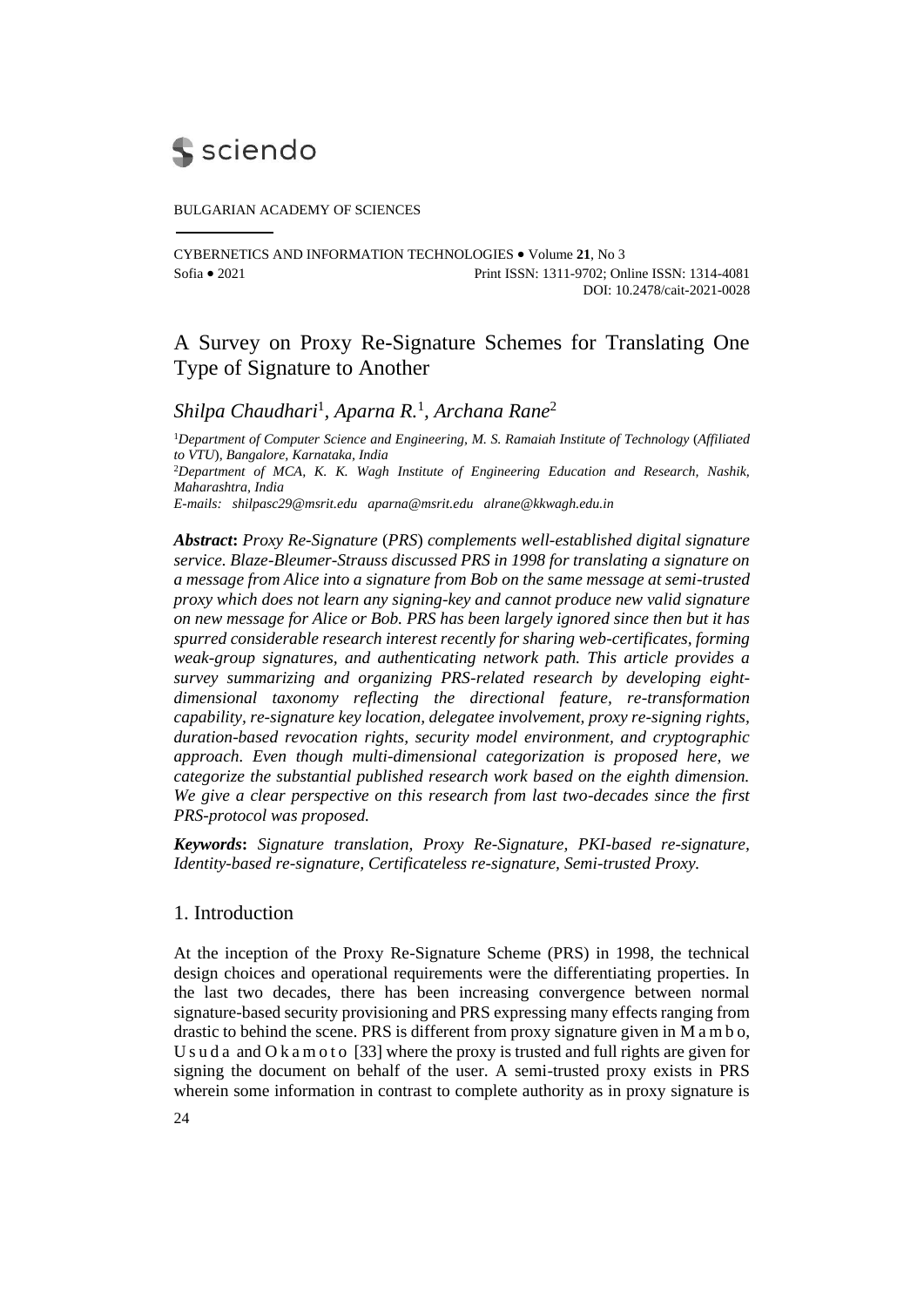BULGARIAN ACADEMY OF SCIENCES

CYBERNETICS AND INFORMATION TECHNOLOGIES • Volume **21**, No 3
Sofia • 2021 Print ISSN: 1311-9702; Online ISSN: 1314-4081
DOI: 10.2478/cait-2021-0028

# A Survey on Proxy Re-Signature Schemes for Translating One Type of Signature to Another

*Shilpa Chaudhari*[1], *Aparna R.*[1], *Archana Rane*[2]

[1]*Department of Computer Science and Engineering, M. S. Ramaiah Institute of Technology* (*Affiliated to VTU*), *Bangalore, Karnataka, India*
[2]*Department of MCA, K. K. Wagh Institute of Engineering Education and Research, Nashik, Maharashtra, India*
*E-mails: shilpasc29@msrit.edu aparna@msrit.edu alrane@kkwagh.edu.in*

***Abstract*:** *Proxy Re-Signature* (*PRS*) *complements well-established digital signature service. Blaze-Bleumer-Strauss discussed PRS in 1998 for translating a signature on a message from Alice into a signature from Bob on the same message at semi-trusted proxy which does not learn any signing-key and cannot produce new valid signature on new message for Alice or Bob. PRS has been largely ignored since then but it has spurred considerable research interest recently for sharing web-certificates, forming weak-group signatures, and authenticating network path. This article provides a survey summarizing and organizing PRS-related research by developing eight-dimensional taxonomy reflecting the directional feature, re-transformation capability, re-signature key location, delegatee involvement, proxy re-signing rights, duration-based revocation rights, security model environment, and cryptographic approach. Even though multi-dimensional categorization is proposed here, we categorize the substantial published research work based on the eighth dimension. We give a clear perspective on this research from last two-decades since the first PRS-protocol was proposed.*

***Keywords*:** *Signature translation, Proxy Re-Signature, PKI-based re-signature, Identity-based re-signature, Certificateless re-signature, Semi-trusted Proxy.*

## 1. Introduction

At the inception of the Proxy Re-Signature Scheme (PRS) in 1998, the technical design choices and operational requirements were the differentiating properties. In the last two decades, there has been increasing convergence between normal signature-based security provisioning and PRS expressing many effects ranging from drastic to behind the scene. PRS is different from proxy signature given in M a m b o, U s u d a and O k a m o t o [33] where the proxy is trusted and full rights are given for signing the document on behalf of the user. A semi-trusted proxy exists in PRS wherein some information in contrast to complete authority as in proxy signature is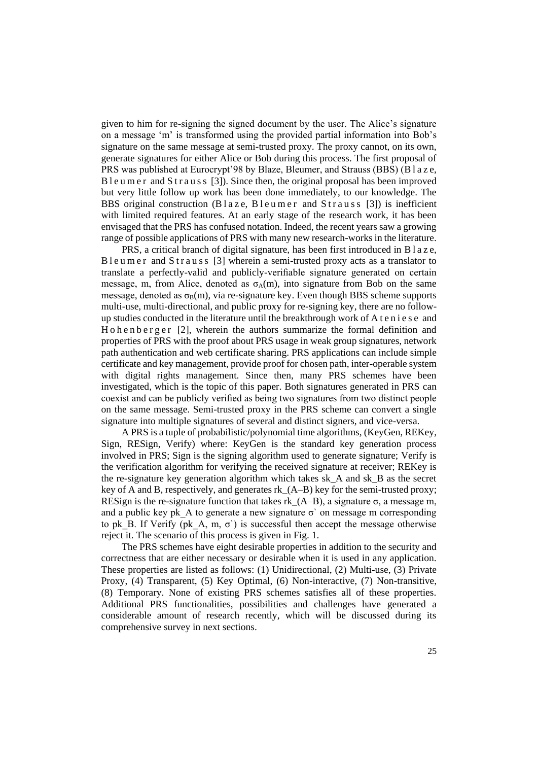given to him for re-signing the signed document by the user. The Alice's signature on a message 'm' is transformed using the provided partial information into Bob's signature on the same message at semi-trusted proxy. The proxy cannot, on its own, generate signatures for either Alice or Bob during this process. The first proposal of PRS was published at Eurocrypt'98 by Blaze, Bleumer, and Strauss (BBS) (Blaze, Bleumer and Strauss [3]). Since then, the original proposal has been improved but very little follow up work has been done immediately, to our knowledge. The BBS original construction (Blaze, Bleumer and Strauss [3]) is inefficient with limited required features. At an early stage of the research work, it has been envisaged that the PRS has confused notation. Indeed, the recent years saw a growing range of possible applications of PRS with many new research-works in the literature.

PRS, a critical branch of digital signature, has been first introduced in Blaze, Bleumer and Strauss [3] wherein a semi-trusted proxy acts as a translator to translate a perfectly-valid and publicly-verifiable signature generated on certain message, m, from Alice, denoted as $\sigma_A(m)$, into signature from Bob on the same message, denoted as $\sigma_B(m)$, via re-signature key. Even though BBS scheme supports multi-use, multi-directional, and public proxy for re-signing key, there are no follow-up studies conducted in the literature until the breakthrough work of Ateniese and Hohenberger [2], wherein the authors summarize the formal definition and properties of PRS with the proof about PRS usage in weak group signatures, network path authentication and web certificate sharing. PRS applications can include simple certificate and key management, provide proof for chosen path, inter-operable system with digital rights management. Since then, many PRS schemes have been investigated, which is the topic of this paper. Both signatures generated in PRS can coexist and can be publicly verified as being two signatures from two distinct people on the same message. Semi-trusted proxy in the PRS scheme can convert a single signature into multiple signatures of several and distinct signers, and vice-versa.

A PRS is a tuple of probabilistic/polynomial time algorithms, (KeyGen, REKey, Sign, RESign, Verify) where: KeyGen is the standard key generation process involved in PRS; Sign is the signing algorithm used to generate signature; Verify is the verification algorithm for verifying the received signature at receiver; REKey is the re-signature key generation algorithm which takes sk_A and sk_B as the secret key of A and B, respectively, and generates rk_(A–B) key for the semi-trusted proxy; RESign is the re-signature function that takes rk_(A–B), a signature $\sigma$, a message m, and a public key pk_A to generate a new signature $\sigma$` on message m corresponding to pk_B. If Verify (pk_A, m, $\sigma$`) is successful then accept the message otherwise reject it. The scenario of this process is given in Fig. 1.

The PRS schemes have eight desirable properties in addition to the security and correctness that are either necessary or desirable when it is used in any application. These properties are listed as follows: (1) Unidirectional, (2) Multi-use, (3) Private Proxy, (4) Transparent, (5) Key Optimal, (6) Non-interactive, (7) Non-transitive, (8) Temporary. None of existing PRS schemes satisfies all of these properties. Additional PRS functionalities, possibilities and challenges have generated a considerable amount of research recently, which will be discussed during its comprehensive survey in next sections.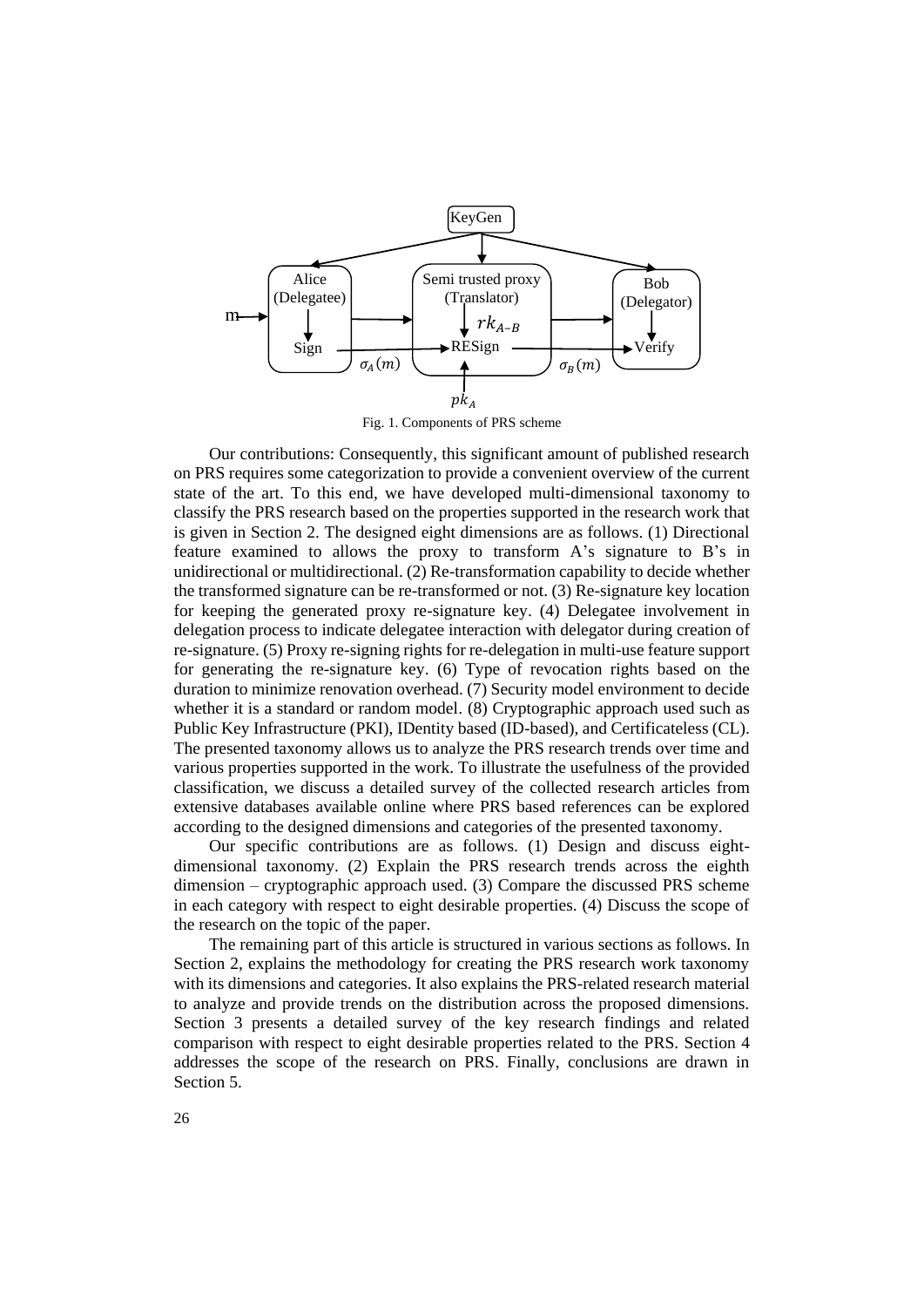Fig. 1. Components of PRS scheme

Our contributions: Consequently, this significant amount of published research on PRS requires some categorization to provide a convenient overview of the current state of the art. To this end, we have developed multi-dimensional taxonomy to classify the PRS research based on the properties supported in the research work that is given in Section 2. The designed eight dimensions are as follows. (1) Directional feature examined to allows the proxy to transform A's signature to B's in unidirectional or multidirectional. (2) Re-transformation capability to decide whether the transformed signature can be re-transformed or not. (3) Re-signature key location for keeping the generated proxy re-signature key. (4) Delegatee involvement in delegation process to indicate delegatee interaction with delegator during creation of re-signature. (5) Proxy re-signing rights for re-delegation in multi-use feature support for generating the re-signature key. (6) Type of revocation rights based on the duration to minimize renovation overhead. (7) Security model environment to decide whether it is a standard or random model. (8) Cryptographic approach used such as Public Key Infrastructure (PKI), IDentity based (ID-based), and Certificateless (CL). The presented taxonomy allows us to analyze the PRS research trends over time and various properties supported in the work. To illustrate the usefulness of the provided classification, we discuss a detailed survey of the collected research articles from extensive databases available online where PRS based references can be explored according to the designed dimensions and categories of the presented taxonomy.

Our specific contributions are as follows. (1) Design and discuss eight-dimensional taxonomy. (2) Explain the PRS research trends across the eighth dimension – cryptographic approach used. (3) Compare the discussed PRS scheme in each category with respect to eight desirable properties. (4) Discuss the scope of the research on the topic of the paper.

The remaining part of this article is structured in various sections as follows. In Section 2, explains the methodology for creating the PRS research work taxonomy with its dimensions and categories. It also explains the PRS-related research material to analyze and provide trends on the distribution across the proposed dimensions. Section 3 presents a detailed survey of the key research findings and related comparison with respect to eight desirable properties related to the PRS. Section 4 addresses the scope of the research on PRS. Finally, conclusions are drawn in Section 5.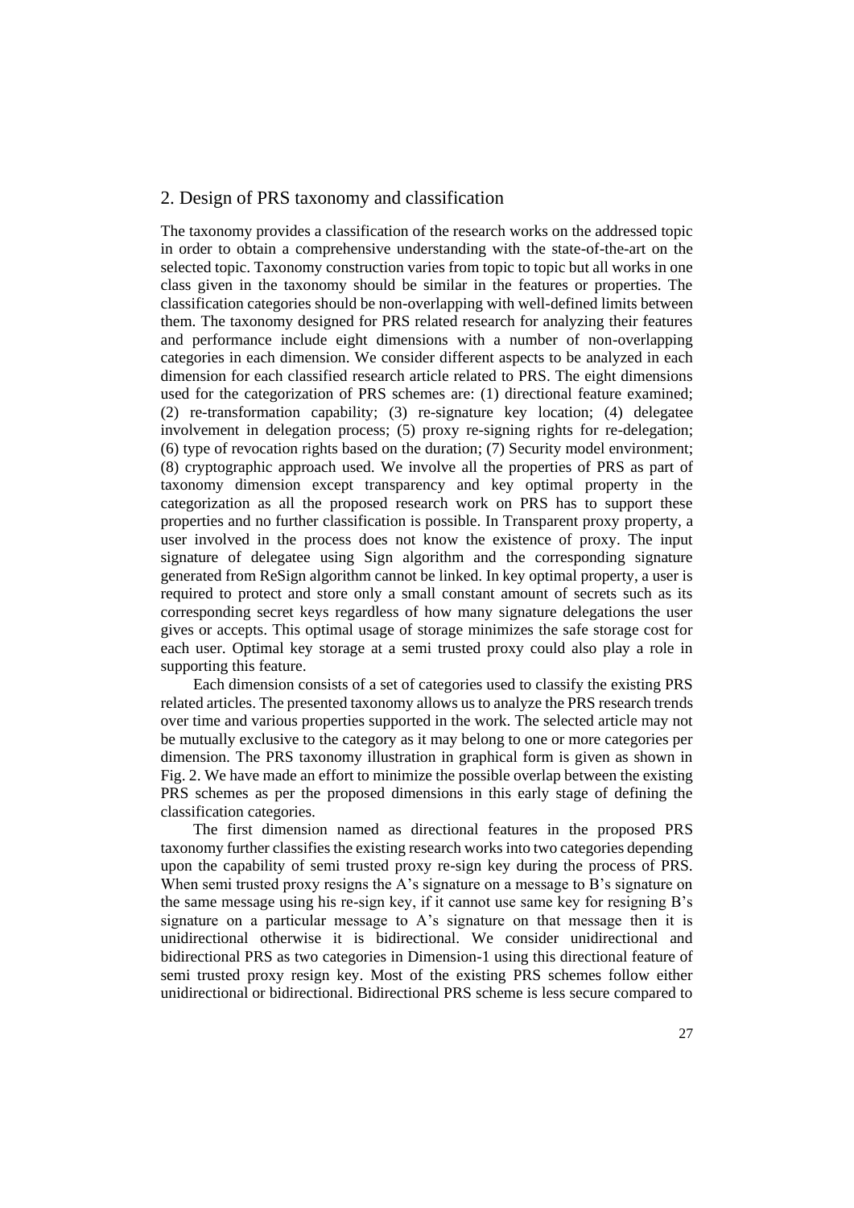## 2. Design of PRS taxonomy and classification

The taxonomy provides a classification of the research works on the addressed topic in order to obtain a comprehensive understanding with the state-of-the-art on the selected topic. Taxonomy construction varies from topic to topic but all works in one class given in the taxonomy should be similar in the features or properties. The classification categories should be non-overlapping with well-defined limits between them. The taxonomy designed for PRS related research for analyzing their features and performance include eight dimensions with a number of non-overlapping categories in each dimension. We consider different aspects to be analyzed in each dimension for each classified research article related to PRS. The eight dimensions used for the categorization of PRS schemes are: (1) directional feature examined; (2) re-transformation capability; (3) re-signature key location; (4) delegatee involvement in delegation process; (5) proxy re-signing rights for re-delegation; (6) type of revocation rights based on the duration; (7) Security model environment; (8) cryptographic approach used. We involve all the properties of PRS as part of taxonomy dimension except transparency and key optimal property in the categorization as all the proposed research work on PRS has to support these properties and no further classification is possible. In Transparent proxy property, a user involved in the process does not know the existence of proxy. The input signature of delegatee using Sign algorithm and the corresponding signature generated from ReSign algorithm cannot be linked. In key optimal property, a user is required to protect and store only a small constant amount of secrets such as its corresponding secret keys regardless of how many signature delegations the user gives or accepts. This optimal usage of storage minimizes the safe storage cost for each user. Optimal key storage at a semi trusted proxy could also play a role in supporting this feature.

Each dimension consists of a set of categories used to classify the existing PRS related articles. The presented taxonomy allows us to analyze the PRS research trends over time and various properties supported in the work. The selected article may not be mutually exclusive to the category as it may belong to one or more categories per dimension. The PRS taxonomy illustration in graphical form is given as shown in Fig. 2. We have made an effort to minimize the possible overlap between the existing PRS schemes as per the proposed dimensions in this early stage of defining the classification categories.

The first dimension named as directional features in the proposed PRS taxonomy further classifies the existing research works into two categories depending upon the capability of semi trusted proxy re-sign key during the process of PRS. When semi trusted proxy resigns the A's signature on a message to B's signature on the same message using his re-sign key, if it cannot use same key for resigning B's signature on a particular message to A's signature on that message then it is unidirectional otherwise it is bidirectional. We consider unidirectional and bidirectional PRS as two categories in Dimension-1 using this directional feature of semi trusted proxy resign key. Most of the existing PRS schemes follow either unidirectional or bidirectional. Bidirectional PRS scheme is less secure compared to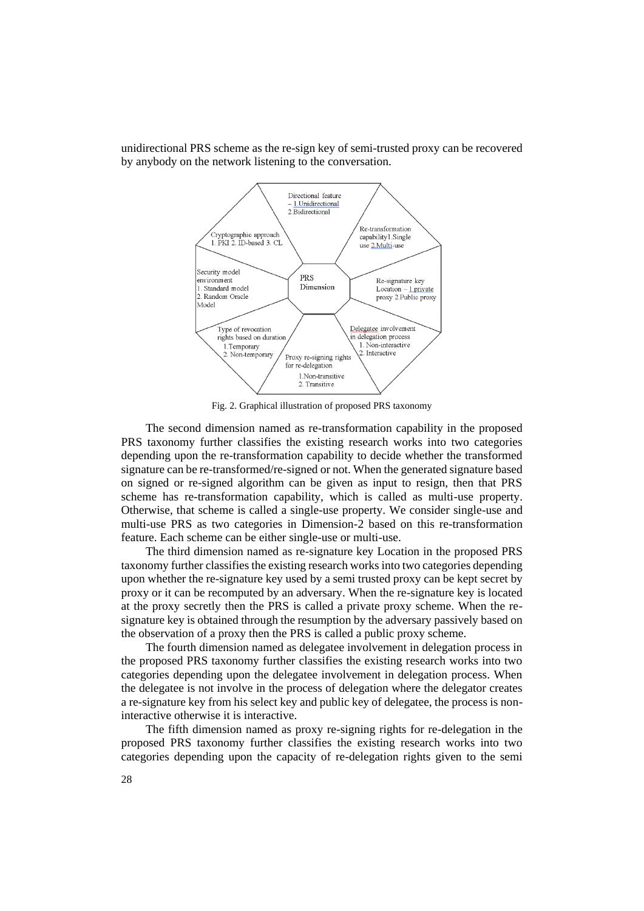unidirectional PRS scheme as the re-sign key of semi-trusted proxy can be recovered by anybody on the network listening to the conversation.

Fig. 2. Graphical illustration of proposed PRS taxonomy

The second dimension named as re-transformation capability in the proposed PRS taxonomy further classifies the existing research works into two categories depending upon the re-transformation capability to decide whether the transformed signature can be re-transformed/re-signed or not. When the generated signature based on signed or re-signed algorithm can be given as input to resign, then that PRS scheme has re-transformation capability, which is called as multi-use property. Otherwise, that scheme is called a single-use property. We consider single-use and multi-use PRS as two categories in Dimension-2 based on this re-transformation feature. Each scheme can be either single-use or multi-use.

The third dimension named as re-signature key Location in the proposed PRS taxonomy further classifies the existing research works into two categories depending upon whether the re-signature key used by a semi trusted proxy can be kept secret by proxy or it can be recomputed by an adversary. When the re-signature key is located at the proxy secretly then the PRS is called a private proxy scheme. When the re-signature key is obtained through the resumption by the adversary passively based on the observation of a proxy then the PRS is called a public proxy scheme.

The fourth dimension named as delegatee involvement in delegation process in the proposed PRS taxonomy further classifies the existing research works into two categories depending upon the delegatee involvement in delegation process. When the delegatee is not involve in the process of delegation where the delegator creates a re-signature key from his select key and public key of delegatee, the process is non-interactive otherwise it is interactive.

The fifth dimension named as proxy re-signing rights for re-delegation in the proposed PRS taxonomy further classifies the existing research works into two categories depending upon the capacity of re-delegation rights given to the semi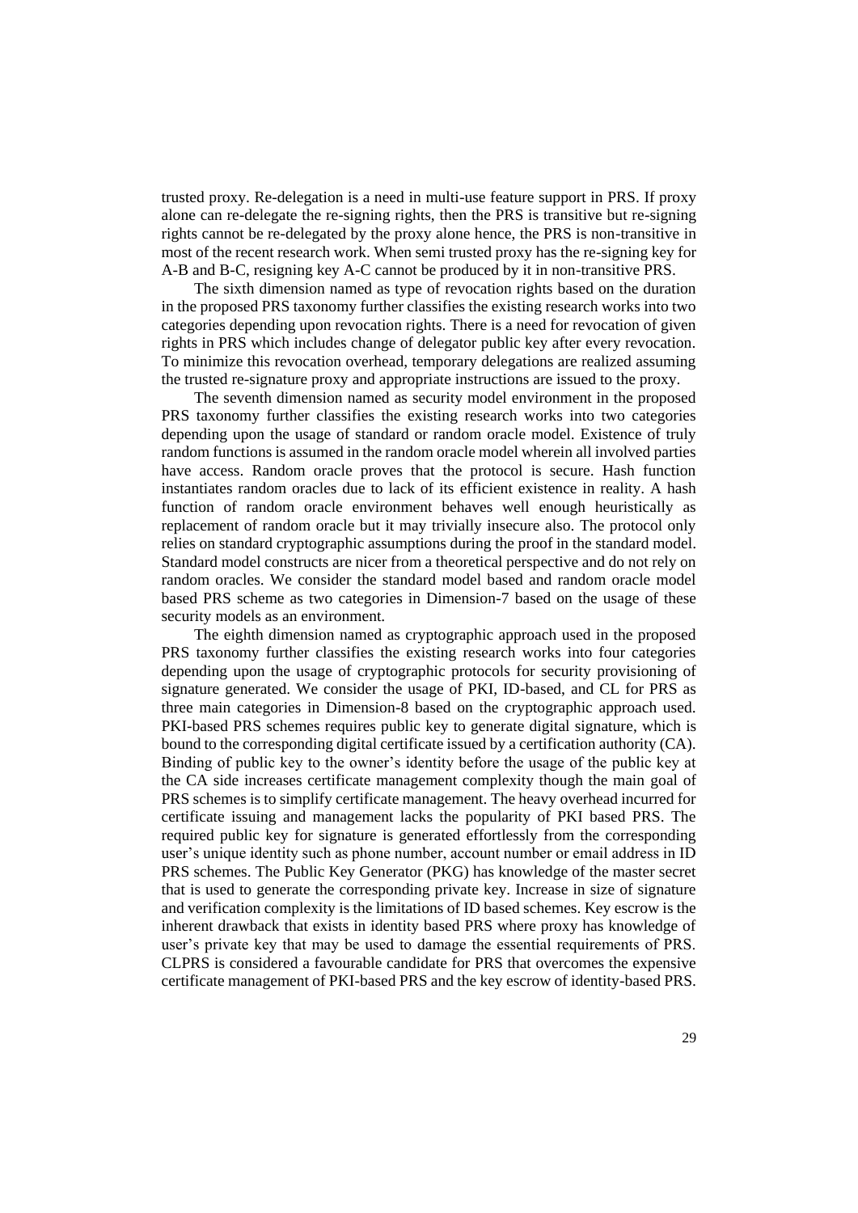trusted proxy. Re-delegation is a need in multi-use feature support in PRS. If proxy alone can re-delegate the re-signing rights, then the PRS is transitive but re-signing rights cannot be re-delegated by the proxy alone hence, the PRS is non-transitive in most of the recent research work. When semi trusted proxy has the re-signing key for A-B and B-C, resigning key A-C cannot be produced by it in non-transitive PRS.

The sixth dimension named as type of revocation rights based on the duration in the proposed PRS taxonomy further classifies the existing research works into two categories depending upon revocation rights. There is a need for revocation of given rights in PRS which includes change of delegator public key after every revocation. To minimize this revocation overhead, temporary delegations are realized assuming the trusted re-signature proxy and appropriate instructions are issued to the proxy.

The seventh dimension named as security model environment in the proposed PRS taxonomy further classifies the existing research works into two categories depending upon the usage of standard or random oracle model. Existence of truly random functions is assumed in the random oracle model wherein all involved parties have access. Random oracle proves that the protocol is secure. Hash function instantiates random oracles due to lack of its efficient existence in reality. A hash function of random oracle environment behaves well enough heuristically as replacement of random oracle but it may trivially insecure also. The protocol only relies on standard cryptographic assumptions during the proof in the standard model. Standard model constructs are nicer from a theoretical perspective and do not rely on random oracles. We consider the standard model based and random oracle model based PRS scheme as two categories in Dimension-7 based on the usage of these security models as an environment.

The eighth dimension named as cryptographic approach used in the proposed PRS taxonomy further classifies the existing research works into four categories depending upon the usage of cryptographic protocols for security provisioning of signature generated. We consider the usage of PKI, ID-based, and CL for PRS as three main categories in Dimension-8 based on the cryptographic approach used. PKI-based PRS schemes requires public key to generate digital signature, which is bound to the corresponding digital certificate issued by a certification authority (CA). Binding of public key to the owner's identity before the usage of the public key at the CA side increases certificate management complexity though the main goal of PRS schemes is to simplify certificate management. The heavy overhead incurred for certificate issuing and management lacks the popularity of PKI based PRS. The required public key for signature is generated effortlessly from the corresponding user's unique identity such as phone number, account number or email address in ID PRS schemes. The Public Key Generator (PKG) has knowledge of the master secret that is used to generate the corresponding private key. Increase in size of signature and verification complexity is the limitations of ID based schemes. Key escrow is the inherent drawback that exists in identity based PRS where proxy has knowledge of user's private key that may be used to damage the essential requirements of PRS. CLPRS is considered a favourable candidate for PRS that overcomes the expensive certificate management of PKI-based PRS and the key escrow of identity-based PRS.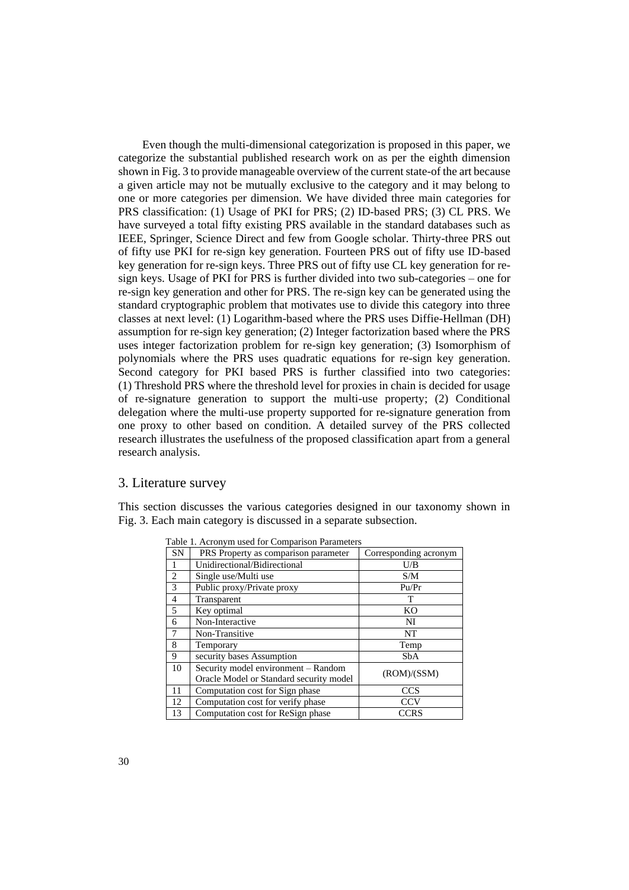Even though the multi-dimensional categorization is proposed in this paper, we categorize the substantial published research work on as per the eighth dimension shown in Fig. 3 to provide manageable overview of the current state-of the art because a given article may not be mutually exclusive to the category and it may belong to one or more categories per dimension. We have divided three main categories for PRS classification: (1) Usage of PKI for PRS; (2) ID-based PRS; (3) CL PRS. We have surveyed a total fifty existing PRS available in the standard databases such as IEEE, Springer, Science Direct and few from Google scholar. Thirty-three PRS out of fifty use PKI for re-sign key generation. Fourteen PRS out of fifty use ID-based key generation for re-sign keys. Three PRS out of fifty use CL key generation for re-sign keys. Usage of PKI for PRS is further divided into two sub-categories – one for re-sign key generation and other for PRS. The re-sign key can be generated using the standard cryptographic problem that motivates use to divide this category into three classes at next level: (1) Logarithm-based where the PRS uses Diffie-Hellman (DH) assumption for re-sign key generation; (2) Integer factorization based where the PRS uses integer factorization problem for re-sign key generation; (3) Isomorphism of polynomials where the PRS uses quadratic equations for re-sign key generation. Second category for PKI based PRS is further classified into two categories: (1) Threshold PRS where the threshold level for proxies in chain is decided for usage of re-signature generation to support the multi-use property; (2) Conditional delegation where the multi-use property supported for re-signature generation from one proxy to other based on condition. A detailed survey of the PRS collected research illustrates the usefulness of the proposed classification apart from a general research analysis.

## 3. Literature survey

This section discusses the various categories designed in our taxonomy shown in Fig. 3. Each main category is discussed in a separate subsection.

Table 1. Acronym used for Comparison Parameters

| SN | PRS Property as comparison parameter | Corresponding acronym |
|---|---|---|
| 1 | Unidirectional/Bidirectional | U/B |
| 2 | Single use/Multi use | S/M |
| 3 | Public proxy/Private proxy | Pu/Pr |
| 4 | Transparent | T |
| 5 | Key optimal | KO |
| 6 | Non-Interactive | NI |
| 7 | Non-Transitive | NT |
| 8 | Temporary | Temp |
| 9 | security bases Assumption | SbA |
| 10 | Security model environment – Random Oracle Model or Standard security model | (ROM)/(SSM) |
| 11 | Computation cost for Sign phase | CCS |
| 12 | Computation cost for verify phase | CCV |
| 13 | Computation cost for ReSign phase | CCRS |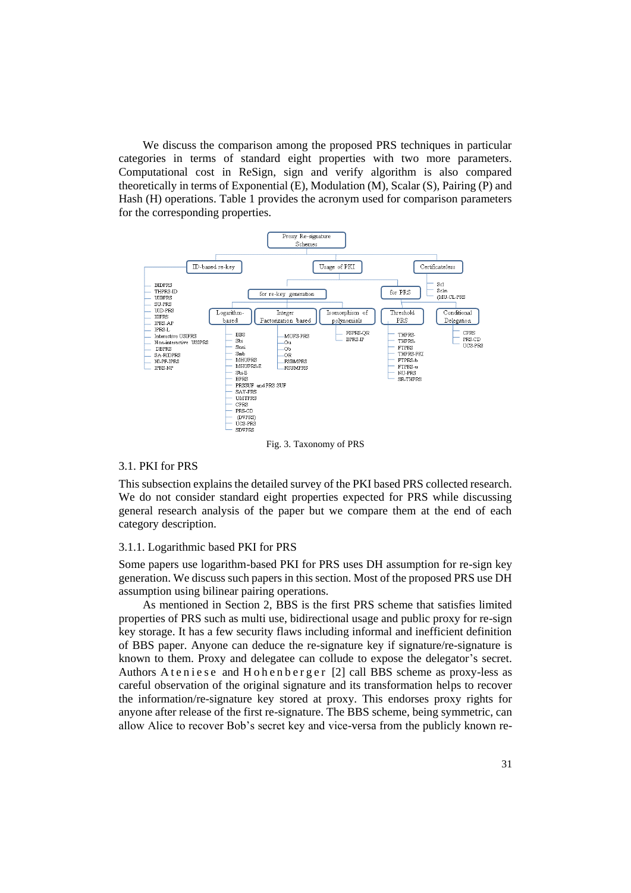We discuss the comparison among the proposed PRS techniques in particular categories in terms of standard eight properties with two more parameters. Computational cost in ReSign, sign and verify algorithm is also compared theoretically in terms of Exponential (E), Modulation (M), Scalar (S), Pairing (P) and Hash (H) operations. Table 1 provides the acronym used for comparison parameters for the corresponding properties.

- Proxy Re-signature Schemes
  - ID-based re-key
    - BIDPRS
    - THPRS-ID
    - UIBPRS
    - SU-PRS
    - UID-PRS
    - IBPRS
    - IPRS-AP
    - IPRS-L
    - Interactive USIPRS
    - Non-interactive USIPRS
    - DBPRS
    - SA-RIDPRS
    - NI-PF-IPRS
    - IPRS-NP
  - Usage of PKI
    - for re-key generation
      - Logarithm-based
        - BBS
        - Sts
        - Stsni
        - Stsb
        - MHUPRS
        - MHUPRS-E
        - Sts-E
        - EPRS
        - PRSSUF and PRS SUF
        - SAV-PRS
        - UMTPRS
        - CPRS
        - PRS-CD
        - (DVPRS)
        - UCS-PRS
        - SDVPRS
      - Integer Factorization based
        - MUFS-PRS
        - Ou
        - Ob
        - OR
        - FSBMPRS
        - FSUMPRS
      - Isomorphism of polynomials
        - FSPRS-QR
        - BPRS-IP
    - for PRS
      - Threshold PRS
        - THPRS-
        - THPRS-
        - FTPRS
        - THPRS-PKI
        - FTPRS-b
        - FTPRS-a
        - NU-PRS
        - SR-THPRS
      - Conditional Delegation
        - CPRS
        - PRS-CD
        - UCS-PRS
  - Certificateless
    - Scl
    - Sclm
    - (MU-CL-PRS)

Fig. 3. Taxonomy of PRS

### 3.1. PKI for PRS

This subsection explains the detailed survey of the PKI based PRS collected research. We do not consider standard eight properties expected for PRS while discussing general research analysis of the paper but we compare them at the end of each category description.

#### 3.1.1. Logarithmic based PKI for PRS

Some papers use logarithm-based PKI for PRS uses DH assumption for re-sign key generation. We discuss such papers in this section. Most of the proposed PRS use DH assumption using bilinear pairing operations.

As mentioned in Section 2, BBS is the first PRS scheme that satisfies limited properties of PRS such as multi use, bidirectional usage and public proxy for re-sign key storage. It has a few security flaws including informal and inefficient definition of BBS paper. Anyone can deduce the re-signature key if signature/re-signature is known to them. Proxy and delegatee can collude to expose the delegator's secret. Authors Ateniese and Hohenberger [2] call BBS scheme as proxy-less as careful observation of the original signature and its transformation helps to recover the information/re-signature key stored at proxy. This endorses proxy rights for anyone after release of the first re-signature. The BBS scheme, being symmetric, can allow Alice to recover Bob's secret key and vice-versa from the publicly known re-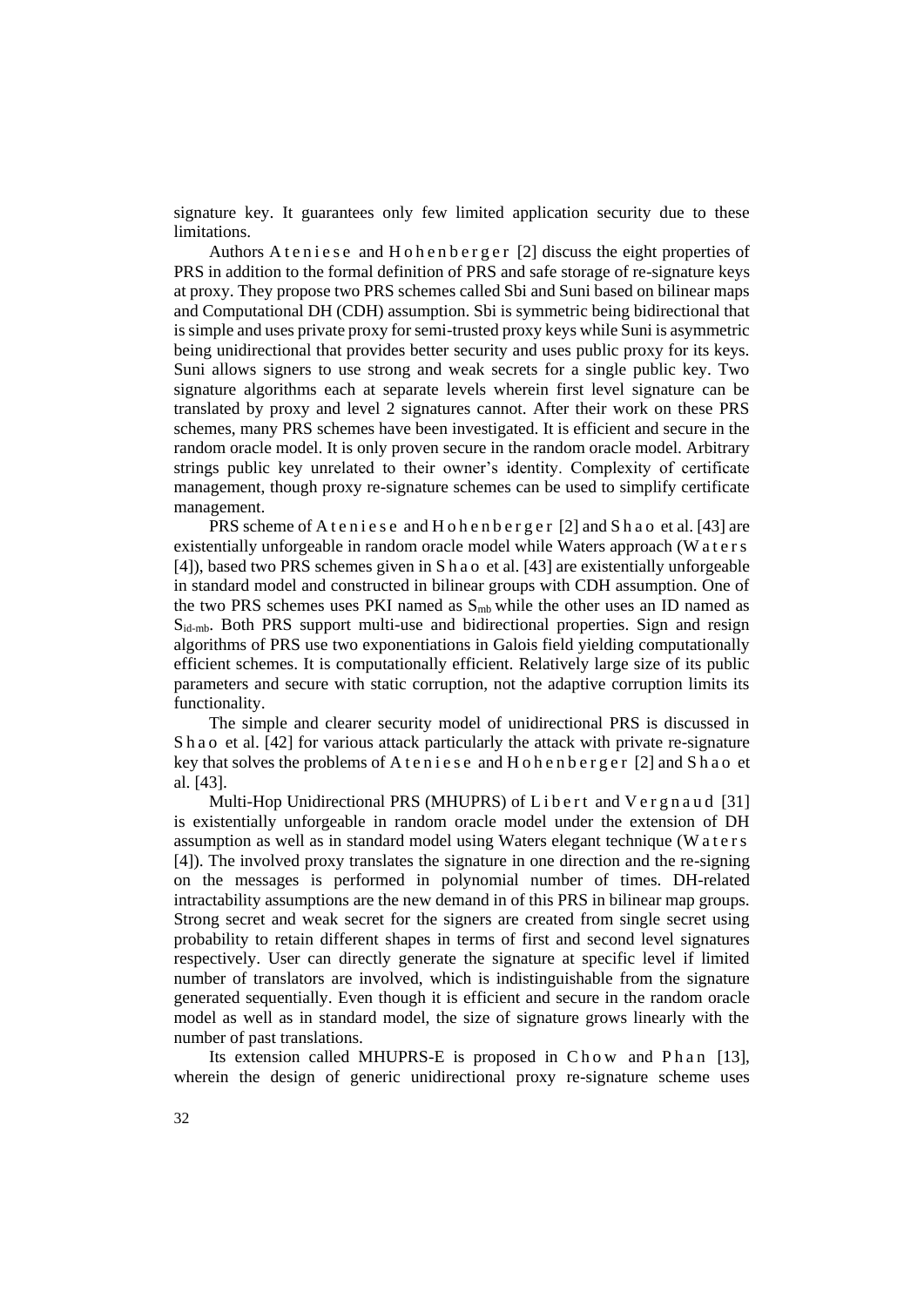signature key. It guarantees only few limited application security due to these limitations.

Authors Ateniese and Hohenberger [2] discuss the eight properties of PRS in addition to the formal definition of PRS and safe storage of re-signature keys at proxy. They propose two PRS schemes called Sbi and Suni based on bilinear maps and Computational DH (CDH) assumption. Sbi is symmetric being bidirectional that is simple and uses private proxy for semi-trusted proxy keys while Suni is asymmetric being unidirectional that provides better security and uses public proxy for its keys. Suni allows signers to use strong and weak secrets for a single public key. Two signature algorithms each at separate levels wherein first level signature can be translated by proxy and level 2 signatures cannot. After their work on these PRS schemes, many PRS schemes have been investigated. It is efficient and secure in the random oracle model. It is only proven secure in the random oracle model. Arbitrary strings public key unrelated to their owner's identity. Complexity of certificate management, though proxy re-signature schemes can be used to simplify certificate management.

PRS scheme of Ateniese and Hohenberger [2] and Shao et al. [43] are existentially unforgeable in random oracle model while Waters approach (Waters [4]), based two PRS schemes given in Shao et al. [43] are existentially unforgeable in standard model and constructed in bilinear groups with CDH assumption. One of the two PRS schemes uses PKI named as $S_{mb}$ while the other uses an ID named as $S_{id\text{-}mb}$. Both PRS support multi-use and bidirectional properties. Sign and resign algorithms of PRS use two exponentiations in Galois field yielding computationally efficient schemes. It is computationally efficient. Relatively large size of its public parameters and secure with static corruption, not the adaptive corruption limits its functionality.

The simple and clearer security model of unidirectional PRS is discussed in Shao et al. [42] for various attack particularly the attack with private re-signature key that solves the problems of Ateniese and Hohenberger [2] and Shao et al. [43].

Multi-Hop Unidirectional PRS (MHUPRS) of Libert and Vergnaud [31] is existentially unforgeable in random oracle model under the extension of DH assumption as well as in standard model using Waters elegant technique (Waters [4]). The involved proxy translates the signature in one direction and the re-signing on the messages is performed in polynomial number of times. DH-related intractability assumptions are the new demand in of this PRS in bilinear map groups. Strong secret and weak secret for the signers are created from single secret using probability to retain different shapes in terms of first and second level signatures respectively. User can directly generate the signature at specific level if limited number of translators are involved, which is indistinguishable from the signature generated sequentially. Even though it is efficient and secure in the random oracle model as well as in standard model, the size of signature grows linearly with the number of past translations.

Its extension called MHUPRS-E is proposed in Chow and Phan [13], wherein the design of generic unidirectional proxy re-signature scheme uses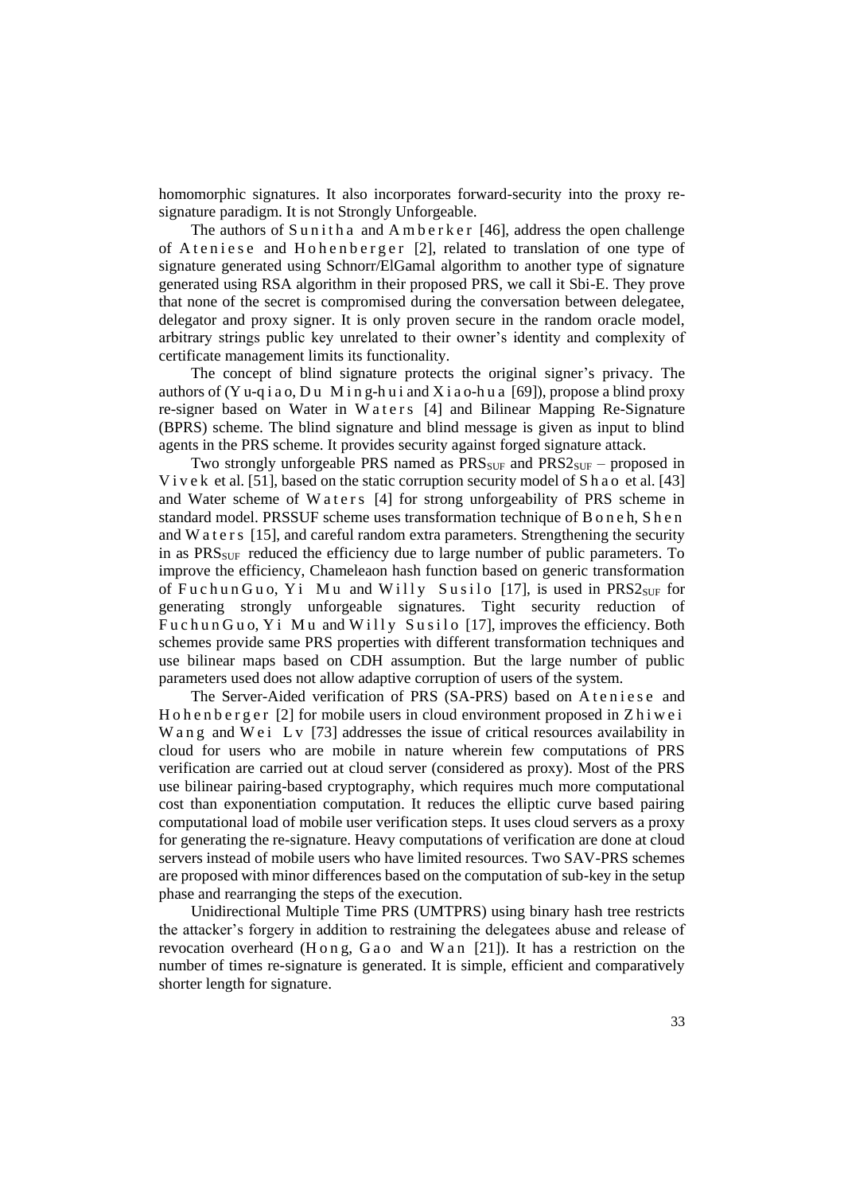homomorphic signatures. It also incorporates forward-security into the proxy re-signature paradigm. It is not Strongly Unforgeable.

The authors of Sunitha and Amberker [46], address the open challenge of Ateniese and Hohenberger [2], related to translation of one type of signature generated using Schnorr/ElGamal algorithm to another type of signature generated using RSA algorithm in their proposed PRS, we call it Sbi-E. They prove that none of the secret is compromised during the conversation between delegatee, delegator and proxy signer. It is only proven secure in the random oracle model, arbitrary strings public key unrelated to their owner's identity and complexity of certificate management limits its functionality.

The concept of blind signature protects the original signer's privacy. The authors of (Yu-qiao, Du Ming-hui and Xiao-hua [69]), propose a blind proxy re-signer based on Water in Waters [4] and Bilinear Mapping Re-Signature (BPRS) scheme. The blind signature and blind message is given as input to blind agents in the PRS scheme. It provides security against forged signature attack.

Two strongly unforgeable PRS named as $PRS_{SUF}$ and $PRS2_{SUF}$ – proposed in Vivek et al. [51], based on the static corruption security model of Shao et al. [43] and Water scheme of Waters [4] for strong unforgeability of PRS scheme in standard model. PRSSUF scheme uses transformation technique of Boneh, Shen and Waters [15], and careful random extra parameters. Strengthening the security in as $PRS_{SUF}$ reduced the efficiency due to large number of public parameters. To improve the efficiency, Chameleaon hash function based on generic transformation of FuchunGuo, Yi Mu and Willy Susilo [17], is used in $PRS2_{SUF}$ for generating strongly unforgeable signatures. Tight security reduction of FuchunGuo, Yi Mu and Willy Susilo [17], improves the efficiency. Both schemes provide same PRS properties with different transformation techniques and use bilinear maps based on CDH assumption. But the large number of public parameters used does not allow adaptive corruption of users of the system.

The Server-Aided verification of PRS (SA-PRS) based on Ateniese and Hohenberger [2] for mobile users in cloud environment proposed in Zhiwei Wang and Wei Lv [73] addresses the issue of critical resources availability in cloud for users who are mobile in nature wherein few computations of PRS verification are carried out at cloud server (considered as proxy). Most of the PRS use bilinear pairing-based cryptography, which requires much more computational cost than exponentiation computation. It reduces the elliptic curve based pairing computational load of mobile user verification steps. It uses cloud servers as a proxy for generating the re-signature. Heavy computations of verification are done at cloud servers instead of mobile users who have limited resources. Two SAV-PRS schemes are proposed with minor differences based on the computation of sub-key in the setup phase and rearranging the steps of the execution.

Unidirectional Multiple Time PRS (UMTPRS) using binary hash tree restricts the attacker's forgery in addition to restraining the delegatees abuse and release of revocation overheard (Hong, Gao and Wan [21]). It has a restriction on the number of times re-signature is generated. It is simple, efficient and comparatively shorter length for signature.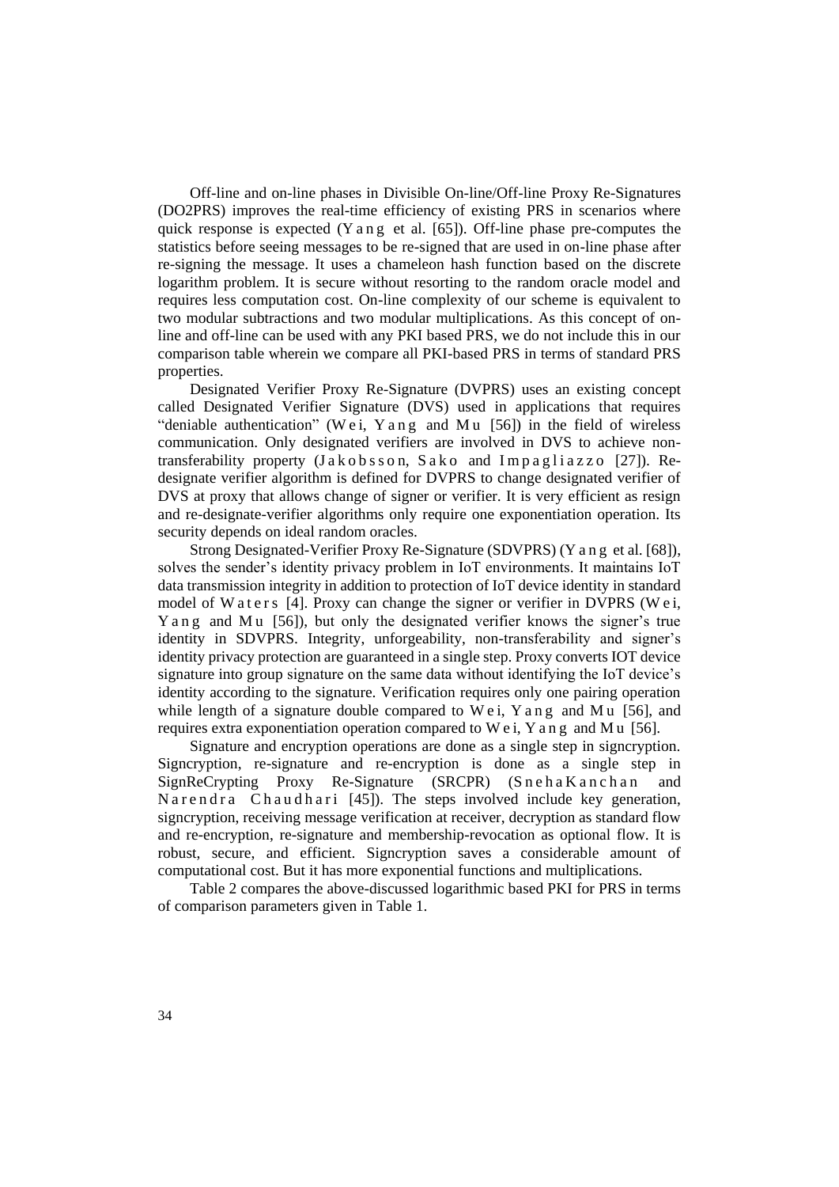Off-line and on-line phases in Divisible On-line/Off-line Proxy Re-Signatures (DO2PRS) improves the real-time efficiency of existing PRS in scenarios where quick response is expected (Yang et al. [65]). Off-line phase pre-computes the statistics before seeing messages to be re-signed that are used in on-line phase after re-signing the message. It uses a chameleon hash function based on the discrete logarithm problem. It is secure without resorting to the random oracle model and requires less computation cost. On-line complexity of our scheme is equivalent to two modular subtractions and two modular multiplications. As this concept of on-line and off-line can be used with any PKI based PRS, we do not include this in our comparison table wherein we compare all PKI-based PRS in terms of standard PRS properties.

Designated Verifier Proxy Re-Signature (DVPRS) uses an existing concept called Designated Verifier Signature (DVS) used in applications that requires "deniable authentication" (Wei, Yang and Mu [56]) in the field of wireless communication. Only designated verifiers are involved in DVS to achieve non-transferability property (Jakobsson, Sako and Impagliazzo [27]). Re-designate verifier algorithm is defined for DVPRS to change designated verifier of DVS at proxy that allows change of signer or verifier. It is very efficient as resign and re-designate-verifier algorithms only require one exponentiation operation. Its security depends on ideal random oracles.

Strong Designated-Verifier Proxy Re-Signature (SDVPRS) (Yang et al. [68]), solves the sender's identity privacy problem in IoT environments. It maintains IoT data transmission integrity in addition to protection of IoT device identity in standard model of Waters [4]. Proxy can change the signer or verifier in DVPRS (Wei, Yang and Mu [56]), but only the designated verifier knows the signer's true identity in SDVPRS. Integrity, unforgeability, non-transferability and signer's identity privacy protection are guaranteed in a single step. Proxy converts IOT device signature into group signature on the same data without identifying the IoT device's identity according to the signature. Verification requires only one pairing operation while length of a signature double compared to Wei, Yang and Mu [56], and requires extra exponentiation operation compared to Wei, Yang and Mu [56].

Signature and encryption operations are done as a single step in signcryption. Signcryption, re-signature and re-encryption is done as a single step in SignReCrypting Proxy Re-Signature (SRCPR) (SnehaKanchan and Narendra Chaudhari [45]). The steps involved include key generation, signcryption, receiving message verification at receiver, decryption as standard flow and re-encryption, re-signature and membership-revocation as optional flow. It is robust, secure, and efficient. Signcryption saves a considerable amount of computational cost. But it has more exponential functions and multiplications.

Table 2 compares the above-discussed logarithmic based PKI for PRS in terms of comparison parameters given in Table 1.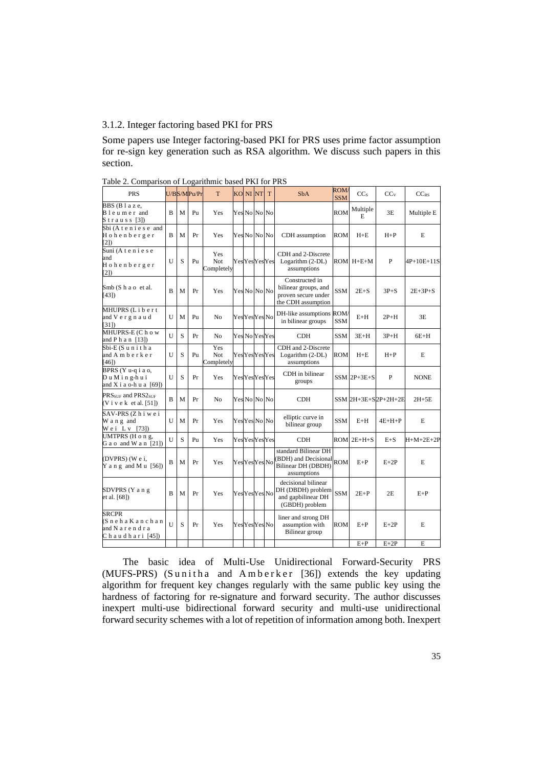### 3.1.2. Integer factoring based PKI for PRS

Some papers use Integer factoring-based PKI for PRS uses prime factor assumption for re-sign key generation such as RSA algorithm. We discuss such papers in this section.

Table 2. Comparison of Logarithmic based PKI for PRS

| PRS | U/B | S/M | Pu/Pr | T | KO | NI | NT | T | SbA | ROM/SSM | $CC_S$ | $CC_V$ | $CC_{RS}$ |
|---|---|---|---|---|---|---|---|---|---|---|---|---|---|
| BBS (Blaze, Bleumer and Strauss [3]) | B | M | Pu | Yes | Yes | No | No | No | | ROM | Multiple E | 3E | Multiple E |
| Sbi (Ateniese and Hohenberger [2]) | B | M | Pr | Yes | Yes | No | No | No | CDH assumption | ROM | H+E | H+P | E |
| Suni (Ateniese and Hohenberger [2]) | U | S | Pu | Yes Not Completely | Yes | Yes | Yes | Yes | CDH and 2-Discrete Logarithm (2-DL) assumptions | ROM | H+E+M | P | 4P+10E+11S |
| Smb (Shao et al. [43]) | B | M | Pr | Yes | Yes | No | No | No | Constructed in bilinear groups, and proven secure under the CDH assumption | SSM | 2E+S | 3P+S | 2E+3P+S |
| MHUPRS (Libert and Vergnaud [31]) | U | M | Pu | No | Yes | Yes | Yes | No | DH-like assumptions in bilinear groups | ROM/SSM | E+H | 2P+H | 3E |
| MHUPRS-E (Chow and Phan [13]) | U | S | Pr | No | Yes | No | Yes | Yes | CDH | SSM | 3E+H | 3P+H | 6E+H |
| Sbi-E (Sunitha and Amberker [46]) | U | S | Pu | Yes Not Completely | Yes | Yes | Yes | Yes | CDH and 2-Discrete Logarithm (2-DL) assumptions | ROM | H+E | H+P | E |
| BPRS (Yu-qiao, Du Ming-hui and Xiao-hua [69]) | U | S | Pr | Yes | Yes | Yes | Yes | Yes | CDH in bilinear groups | SSM | 2P+3E+S | P | NONE |
| $PRS_{SUF}$ and $PRS2_{SUF}$ (Vivek et al. [51]) | B | M | Pr | No | Yes | No | No | No | CDH | SSM | 2H+3E+S | 2P+2H+2E | 2H+5E |
| SAV-PRS (Zhiwei Wang and Wei Lv [73]) | U | M | Pr | Yes | Yes | Yes | No | No | elliptic curve in bilinear group | SSM | E+H | 4E+H+P | E |
| UMTPRS (Hong, Gao and Wan [21]) | U | S | Pu | Yes | Yes | Yes | Yes | Yes | CDH | ROM | 2E+H+S | E+S | H+M+2E+2P |
| (DVPRS) (Wei, Yang and Mu [56]) | B | M | Pr | Yes | Yes | Yes | Yes | No | standard Bilinear DH (BDH) and Decisional Bilinear DH (DBDH) assumptions | ROM | E+P | E+2P | E |
| SDVPRS (Yang et al. [68]) | B | M | Pr | Yes | Yes | Yes | Yes | No | decisional bilinear DH (DBDH) problem and gapbilinear DH (GBDH) problem | SSM | 2E+P | 2E | E+P |
| SRCPR (Sneha Kanchan and Narendra Chaudhari [45]) | U | S | Pr | Yes | Yes | Yes | Yes | No | liner and strong DH assumption with Bilinear group | ROM | E+P | E+2P | E |
| | | | | | | | | | | | E+P | E+2P | E |

The basic idea of Multi-Use Unidirectional Forward-Security PRS (MUFS-PRS) (Sunitha and Amberker [36]) extends the key updating algorithm for frequent key changes regularly with the same public key using the hardness of factoring for re-signature and forward security. The author discusses inexpert multi-use bidirectional forward security and multi-use unidirectional forward security schemes with a lot of repetition of information among both. Inexpert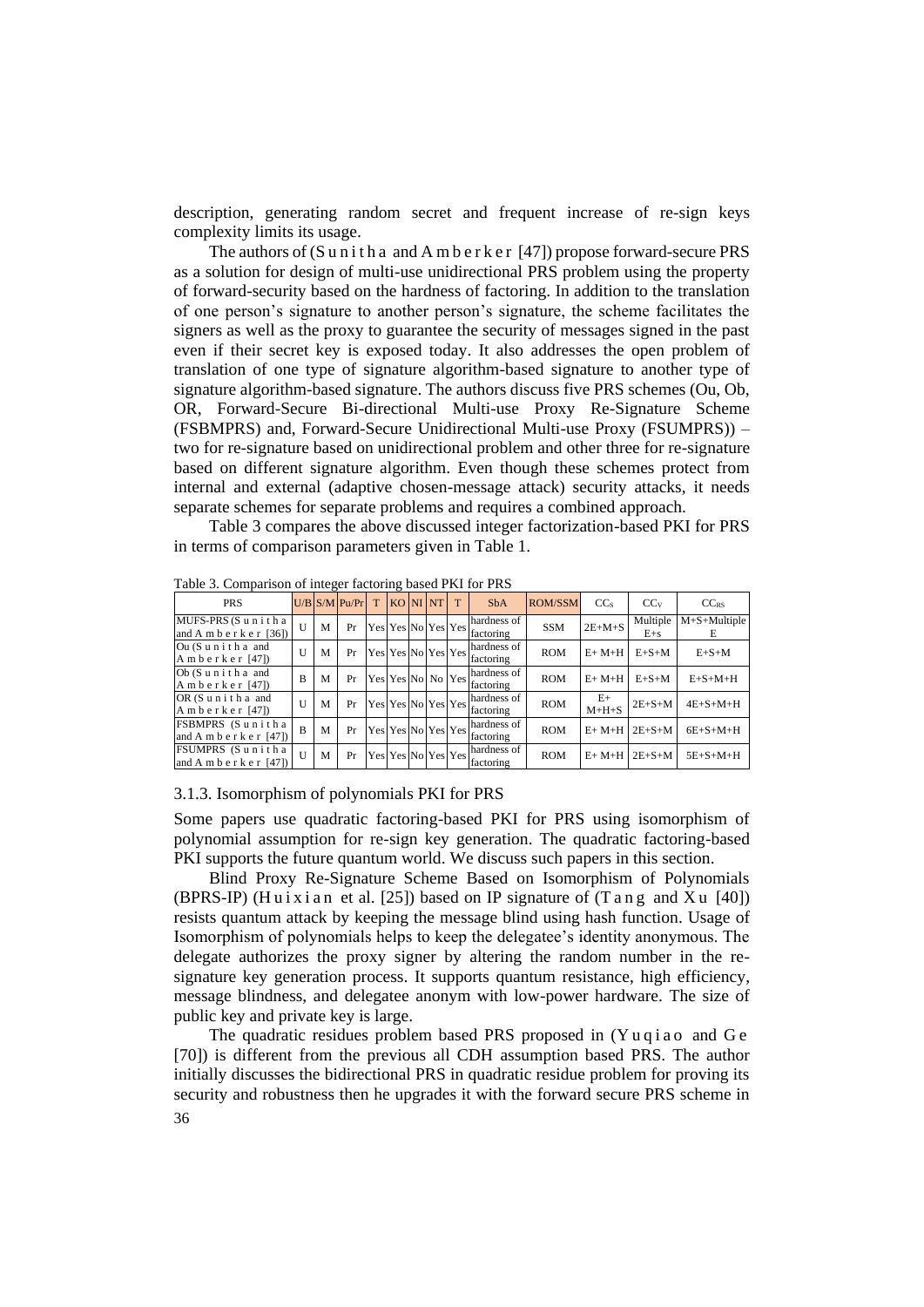description, generating random secret and frequent increase of re-sign keys complexity limits its usage.

The authors of (Sunitha and Amberker [47]) propose forward-secure PRS as a solution for design of multi-use unidirectional PRS problem using the property of forward-security based on the hardness of factoring. In addition to the translation of one person's signature to another person's signature, the scheme facilitates the signers as well as the proxy to guarantee the security of messages signed in the past even if their secret key is exposed today. It also addresses the open problem of translation of one type of signature algorithm-based signature to another type of signature algorithm-based signature. The authors discuss five PRS schemes (Ou, Ob, OR, Forward-Secure Bi-directional Multi-use Proxy Re-Signature Scheme (FSBMPRS) and, Forward-Secure Unidirectional Multi-use Proxy (FSUMPRS)) – two for re-signature based on unidirectional problem and other three for re-signature based on different signature algorithm. Even though these schemes protect from internal and external (adaptive chosen-message attack) security attacks, it needs separate schemes for separate problems and requires a combined approach.

Table 3 compares the above discussed integer factorization-based PKI for PRS in terms of comparison parameters given in Table 1.

Table 3. Comparison of integer factoring based PKI for PRS

| PRS | U/B | S/M | Pu/Pr | T | KO | NI | NT | T | SbA | ROM/SSM | $CC_S$ | $CC_V$ | $CC_{RS}$ |
|---|---|---|---|---|---|---|---|---|---|---|---|---|---|
| MUFS-PRS (Sunitha and Amberker [36]) | U | M | Pr | Yes | Yes | No | Yes | Yes | hardness of factoring | SSM | 2E+M+S | Multiple E+s | M+S+Multiple E |
| Ou (Sunitha and Amberker [47]) | U | M | Pr | Yes | Yes | No | Yes | Yes | hardness of factoring | ROM | E+ M+H | E+S+M | E+S+M |
| Ob (Sunitha and Amberker [47]) | B | M | Pr | Yes | Yes | No | No | Yes | hardness of factoring | ROM | E+ M+H | E+S+M | E+S+M+H |
| OR (Sunitha and Amberker [47]) | U | M | Pr | Yes | Yes | No | Yes | Yes | hardness of factoring | ROM | E+ M+H+S | 2E+S+M | 4E+S+M+H |
| FSBMPRS (Sunitha and Amberker [47]) | B | M | Pr | Yes | Yes | No | Yes | Yes | hardness of factoring | ROM | E+ M+H | 2E+S+M | 6E+S+M+H |
| FSUMPRS (Sunitha and Amberker [47]) | U | M | Pr | Yes | Yes | No | Yes | Yes | hardness of factoring | ROM | E+ M+H | 2E+S+M | 5E+S+M+H |

### 3.1.3. Isomorphism of polynomials PKI for PRS

Some papers use quadratic factoring-based PKI for PRS using isomorphism of polynomial assumption for re-sign key generation. The quadratic factoring-based PKI supports the future quantum world. We discuss such papers in this section.

Blind Proxy Re-Signature Scheme Based on Isomorphism of Polynomials (BPRS-IP) (Huixian et al. [25]) based on IP signature of (Tang and Xu [40]) resists quantum attack by keeping the message blind using hash function. Usage of Isomorphism of polynomials helps to keep the delegatee's identity anonymous. The delegate authorizes the proxy signer by altering the random number in the re-signature key generation process. It supports quantum resistance, high efficiency, message blindness, and delegatee anonym with low-power hardware. The size of public key and private key is large.

The quadratic residues problem based PRS proposed in (Yuqiao and Ge [70]) is different from the previous all CDH assumption based PRS. The author initially discusses the bidirectional PRS in quadratic residue problem for proving its security and robustness then he upgrades it with the forward secure PRS scheme in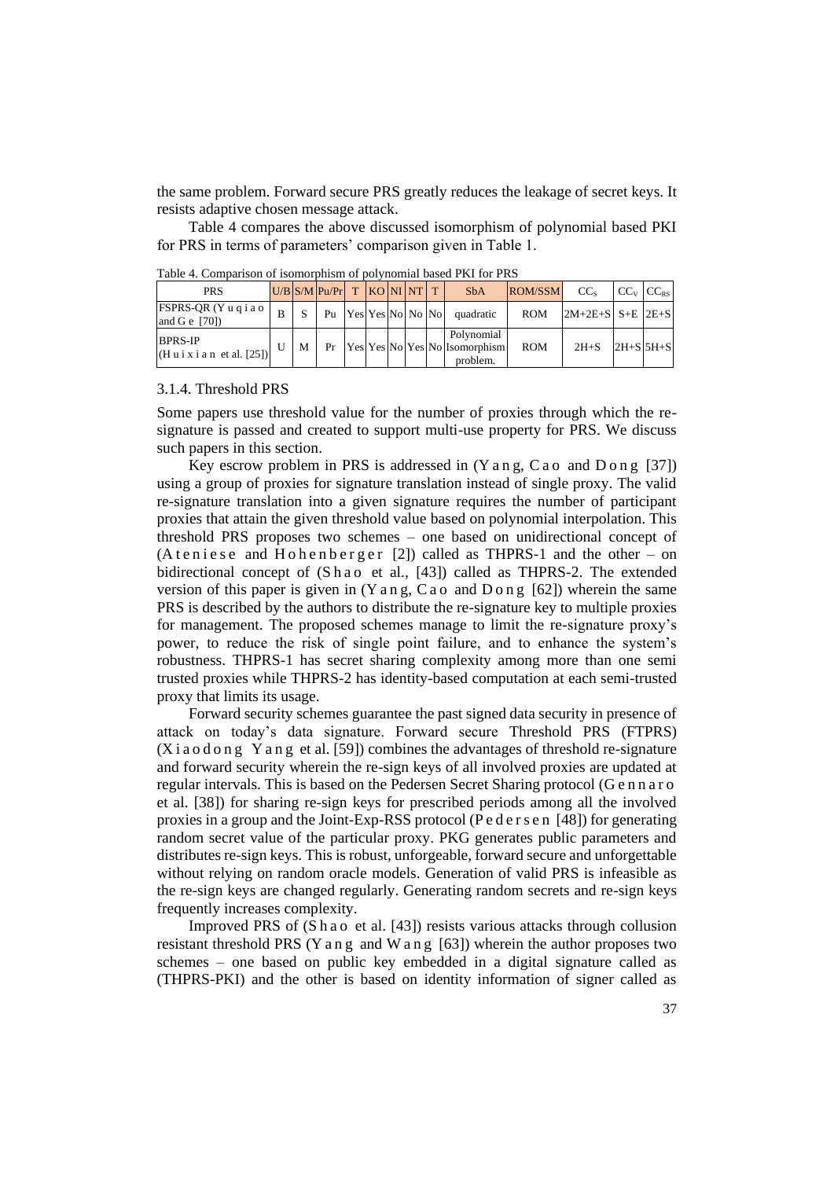the same problem. Forward secure PRS greatly reduces the leakage of secret keys. It resists adaptive chosen message attack.

Table 4 compares the above discussed isomorphism of polynomial based PKI for PRS in terms of parameters' comparison given in Table 1.

Table 4. Comparison of isomorphism of polynomial based PKI for PRS

| PRS | U/B | S/M | Pu/Pr | T | KO | NI | NT | T | SbA | ROM/SSM | $CC_S$ | $CC_V$ | $CC_{RS}$ |
|---|---|---|---|---|---|---|---|---|---|---|---|---|---|
| FSPRS-QR (Y u q i a o and G e [70]) | B | S | Pu | Yes | Yes | No | No | No | quadratic | ROM | 2M+2E+S | S+E | 2E+S |
| BPRS-IP (H u i x i a n et al. [25]) | U | M | Pr | Yes | Yes | No | Yes | No | Polynomial Isomorphism problem. | ROM | 2H+S | 2H+S | 5H+S |

### 3.1.4. Threshold PRS

Some papers use threshold value for the number of proxies through which the re-signature is passed and created to support multi-use property for PRS. We discuss such papers in this section.

Key escrow problem in PRS is addressed in (Y a n g, C a o and D o n g [37]) using a group of proxies for signature translation instead of single proxy. The valid re-signature translation into a given signature requires the number of participant proxies that attain the given threshold value based on polynomial interpolation. This threshold PRS proposes two schemes – one based on unidirectional concept of (A t e n i e s e and H o h e n b e r g e r [2]) called as THPRS-1 and the other – on bidirectional concept of (S h a o et al., [43]) called as THPRS-2. The extended version of this paper is given in (Y a n g, C a o and D o n g [62]) wherein the same PRS is described by the authors to distribute the re-signature key to multiple proxies for management. The proposed schemes manage to limit the re-signature proxy's power, to reduce the risk of single point failure, and to enhance the system's robustness. THPRS-1 has secret sharing complexity among more than one semi trusted proxies while THPRS-2 has identity-based computation at each semi-trusted proxy that limits its usage.

Forward security schemes guarantee the past signed data security in presence of attack on today's data signature. Forward secure Threshold PRS (FTPRS) (X i a o d o n g Y a n g et al. [59]) combines the advantages of threshold re-signature and forward security wherein the re-sign keys of all involved proxies are updated at regular intervals. This is based on the Pedersen Secret Sharing protocol (G e n n a r o et al. [38]) for sharing re-sign keys for prescribed periods among all the involved proxies in a group and the Joint-Exp-RSS protocol (P e d e r s e n [48]) for generating random secret value of the particular proxy. PKG generates public parameters and distributes re-sign keys. This is robust, unforgeable, forward secure and unforgettable without relying on random oracle models. Generation of valid PRS is infeasible as the re-sign keys are changed regularly. Generating random secrets and re-sign keys frequently increases complexity.

Improved PRS of (S h a o et al. [43]) resists various attacks through collusion resistant threshold PRS (Y a n g and W a n g [63]) wherein the author proposes two schemes – one based on public key embedded in a digital signature called as (THPRS-PKI) and the other is based on identity information of signer called as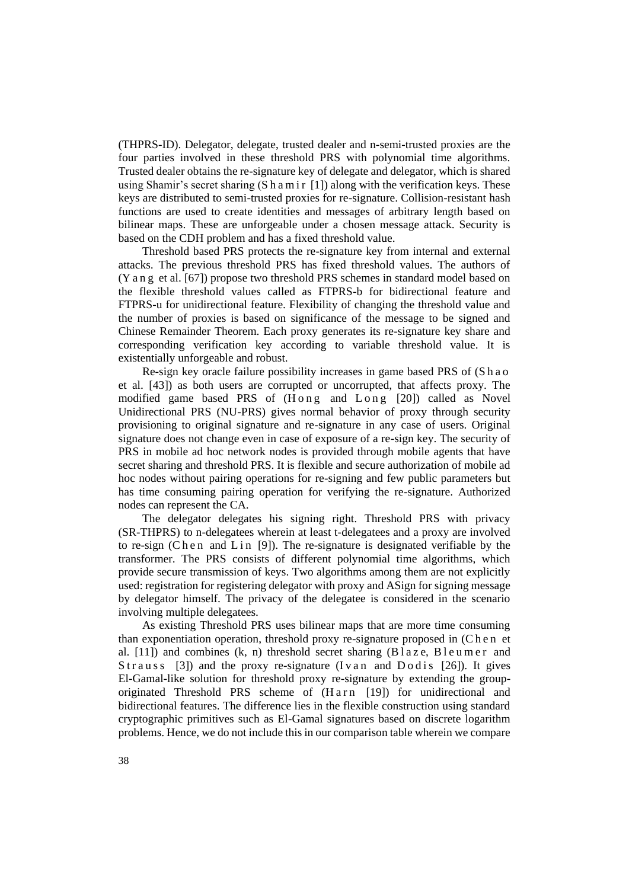(THPRS-ID). Delegator, delegate, trusted dealer and n-semi-trusted proxies are the four parties involved in these threshold PRS with polynomial time algorithms. Trusted dealer obtains the re-signature key of delegate and delegator, which is shared using Shamir's secret sharing (Shamir [1]) along with the verification keys. These keys are distributed to semi-trusted proxies for re-signature. Collision-resistant hash functions are used to create identities and messages of arbitrary length based on bilinear maps. These are unforgeable under a chosen message attack. Security is based on the CDH problem and has a fixed threshold value.

Threshold based PRS protects the re-signature key from internal and external attacks. The previous threshold PRS has fixed threshold values. The authors of (Yang et al. [67]) propose two threshold PRS schemes in standard model based on the flexible threshold values called as FTPRS-b for bidirectional feature and FTPRS-u for unidirectional feature. Flexibility of changing the threshold value and the number of proxies is based on significance of the message to be signed and Chinese Remainder Theorem. Each proxy generates its re-signature key share and corresponding verification key according to variable threshold value. It is existentially unforgeable and robust.

Re-sign key oracle failure possibility increases in game based PRS of (Shao et al. [43]) as both users are corrupted or uncorrupted, that affects proxy. The modified game based PRS of (Hong and Long [20]) called as Novel Unidirectional PRS (NU-PRS) gives normal behavior of proxy through security provisioning to original signature and re-signature in any case of users. Original signature does not change even in case of exposure of a re-sign key. The security of PRS in mobile ad hoc network nodes is provided through mobile agents that have secret sharing and threshold PRS. It is flexible and secure authorization of mobile ad hoc nodes without pairing operations for re-signing and few public parameters but has time consuming pairing operation for verifying the re-signature. Authorized nodes can represent the CA.

The delegator delegates his signing right. Threshold PRS with privacy (SR-THPRS) to n-delegatees wherein at least t-delegatees and a proxy are involved to re-sign (Chen and Lin [9]). The re-signature is designated verifiable by the transformer. The PRS consists of different polynomial time algorithms, which provide secure transmission of keys. Two algorithms among them are not explicitly used: registration for registering delegator with proxy and ASign for signing message by delegator himself. The privacy of the delegatee is considered in the scenario involving multiple delegatees.

As existing Threshold PRS uses bilinear maps that are more time consuming than exponentiation operation, threshold proxy re-signature proposed in (Chen et al. [11]) and combines (k, n) threshold secret sharing (Blaze, Bleumer and Strauss [3]) and the proxy re-signature (Ivan and Dodis [26]). It gives El-Gamal-like solution for threshold proxy re-signature by extending the group-originated Threshold PRS scheme of (Harn [19]) for unidirectional and bidirectional features. The difference lies in the flexible construction using standard cryptographic primitives such as El-Gamal signatures based on discrete logarithm problems. Hence, we do not include this in our comparison table wherein we compare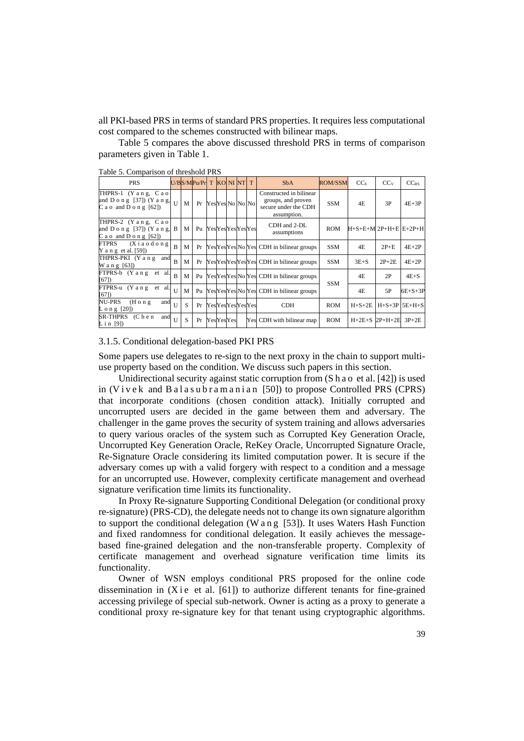all PKI-based PRS in terms of standard PRS properties. It requires less computational cost compared to the schemes constructed with bilinear maps.

Table 5 compares the above discussed threshold PRS in terms of comparison parameters given in Table 1.

Table 5. Comparison of threshold PRS

| PRS | U/B | S/M | Pu/Pr | T | KO | NI | NT | T | SbA | ROM/SSM | $CC_S$ | $CC_V$ | $CC_{RS}$ |
|---|---|---|---|---|---|---|---|---|---|---|---|---|---|
| THPRS-1 (Yang, Cao and Dong [37]) (Yang, Cao and Dong [62]) | U | M | Pr | Yes | Yes | No | No | No | Constructed in bilinear groups, and proven secure under the CDH assumption. | SSM | 4E | 3P | 4E+3P |
| THPRS-2 (Yang, Cao and Dong [37]) (Yang, Cao and Dong [62]) | B | M | Pu | Yes | Yes | Yes | Yes | Yes | CDH and 2-DL assumptions | ROM | H+S+E+M | 2P+H+E | E+2P+H |
| FTPRS (Xiaodong Yang et al. [59]) | B | M | Pr | Yes | Yes | Yes | No | Yes | CDH in bilinear groups | SSM | 4E | 2P+E | 4E+2P |
| THPRS-PKI (Yang and Wang [63]) | B | M | Pr | Yes | Yes | Yes | Yes | Yes | CDH in bilinear groups | SSM | 3E+S | 2P+2E | 4E+2P |
| FTPRS-b (Yang et al. [67]) | B | M | Pu | Yes | Yes | Yes | No | Yes | CDH in bilinear groups | SSM | 4E | 2P | 4E+S |
| FTPRS-u (Yang et al. [67]) | U | M | Pu | Yes | Yes | Yes | No | Yes | CDH in bilinear groups | | 4E | 5P | 6E+S+3P |
| NU-PRS (Hong and Long [20]) | U | S | Pr | Yes | Yes | Yes | Yes | Yes | CDH | ROM | H+S+2E | H+S+3P | 5E+H+S |
| SR-THPRS (Chen and Lin [9]) | U | S | Pr | Yes | Yes | Yes | | Yes | CDH with bilinear map | ROM | H+2E+S | 2P+H+2E | 3P+2E |

### 3.1.5. Conditional delegation-based PKI PRS

Some papers use delegates to re-sign to the next proxy in the chain to support multi-use property based on the condition. We discuss such papers in this section.

Unidirectional security against static corruption from (Shao et al. [42]) is used in (Vivek and Balasubramanian [50]) to propose Controlled PRS (CPRS) that incorporate conditions (chosen condition attack). Initially corrupted and uncorrupted users are decided in the game between them and adversary. The challenger in the game proves the security of system training and allows adversaries to query various oracles of the system such as Corrupted Key Generation Oracle, Uncorrupted Key Generation Oracle, ReKey Oracle, Uncorrupted Signature Oracle, Re-Signature Oracle considering its limited computation power. It is secure if the adversary comes up with a valid forgery with respect to a condition and a message for an uncorrupted use. However, complexity certificate management and overhead signature verification time limits its functionality.

In Proxy Re-signature Supporting Conditional Delegation (or conditional proxy re-signature) (PRS-CD), the delegate needs not to change its own signature algorithm to support the conditional delegation (Wang [53]). It uses Waters Hash Function and fixed randomness for conditional delegation. It easily achieves the message-based fine-grained delegation and the non-transferable property. Complexity of certificate management and overhead signature verification time limits its functionality.

Owner of WSN employs conditional PRS proposed for the online code dissemination in (Xie et al. [61]) to authorize different tenants for fine-grained accessing privilege of special sub-network. Owner is acting as a proxy to generate a conditional proxy re-signature key for that tenant using cryptographic algorithms.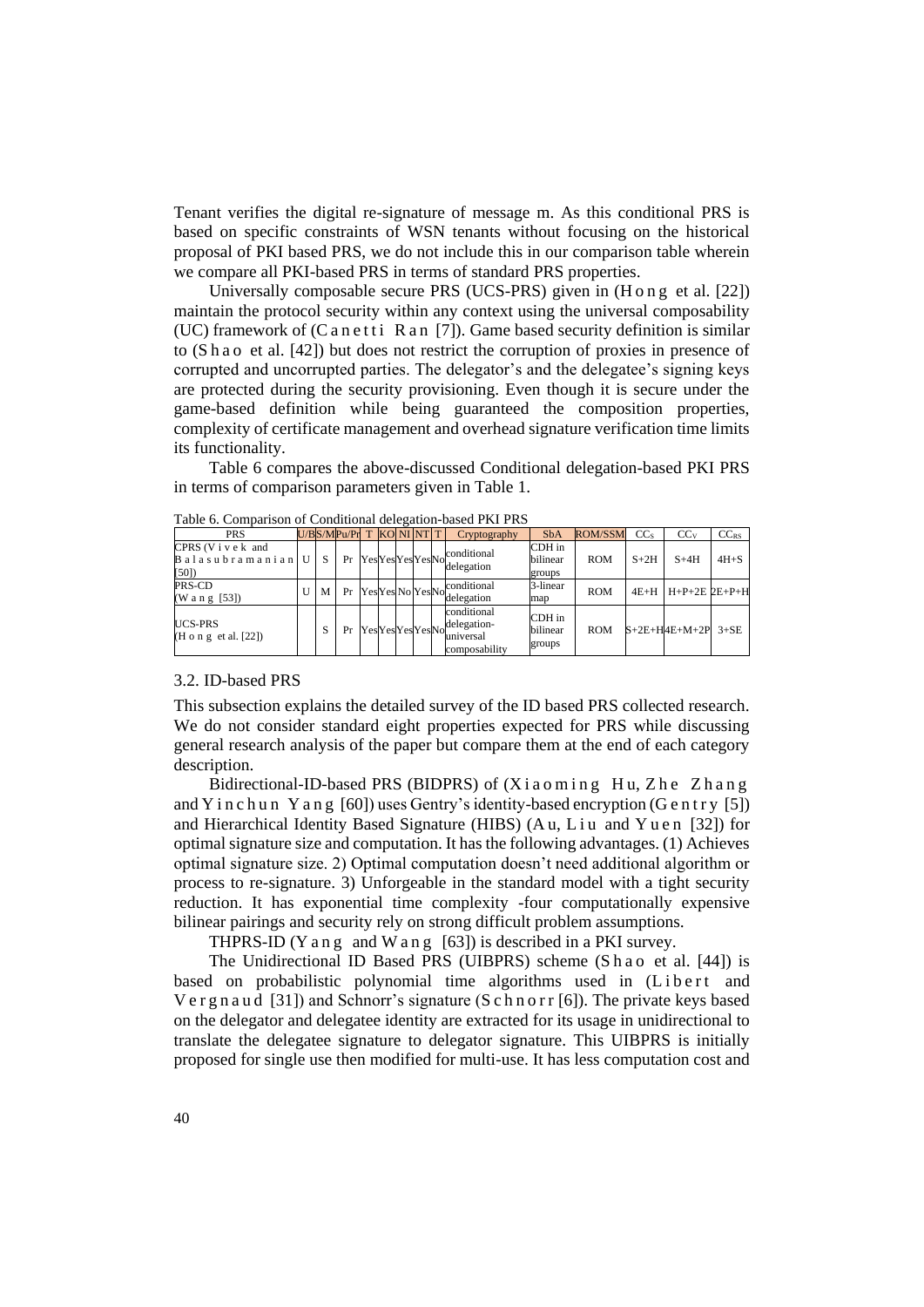Tenant verifies the digital re-signature of message m. As this conditional PRS is based on specific constraints of WSN tenants without focusing on the historical proposal of PKI based PRS, we do not include this in our comparison table wherein we compare all PKI-based PRS in terms of standard PRS properties.

Universally composable secure PRS (UCS-PRS) given in (Hong et al. [22]) maintain the protocol security within any context using the universal composability (UC) framework of (Canetti Ran [7]). Game based security definition is similar to (Shao et al. [42]) but does not restrict the corruption of proxies in presence of corrupted and uncorrupted parties. The delegator's and the delegatee's signing keys are protected during the security provisioning. Even though it is secure under the game-based definition while being guaranteed the composition properties, complexity of certificate management and overhead signature verification time limits its functionality.

Table 6 compares the above-discussed Conditional delegation-based PKI PRS in terms of comparison parameters given in Table 1.

Table 6. Comparison of Conditional delegation-based PKI PRS

| PRS | U/B | S/M | Pu/Pr | T | KO | NI | NT | T | Cryptography | SbA | ROM/SSM | $CC_S$ | $CC_V$ | $CC_{RS}$ |
|---|---|---|---|---|---|---|---|---|---|---|---|---|---|---|
| CPRS (Vivek and Balasubramanian [50]) | U | S | Pr | Yes | Yes | Yes | Yes | No | conditional delegation | CDH in bilinear groups | ROM | S+2H | S+4H | 4H+S |
| PRS-CD (Wang [53]) | U | M | Pr | Yes | Yes | No | Yes | No | conditional delegation | 3-linear map | ROM | 4E+H | H+P+2E | 2E+P+H |
| UCS-PRS (Hong et al. [22]) | | S | Pr | Yes | Yes | Yes | Yes | No | conditional delegation-universal composability | CDH in bilinear groups | ROM | S+2E+H | 4E+M+2P | 3+SE |

### 3.2. ID-based PRS

This subsection explains the detailed survey of the ID based PRS collected research. We do not consider standard eight properties expected for PRS while discussing general research analysis of the paper but compare them at the end of each category description.

Bidirectional-ID-based PRS (BIDPRS) of (Xiaoming Hu, Zhe Zhang and Yinchun Yang [60]) uses Gentry's identity-based encryption (Gentry [5]) and Hierarchical Identity Based Signature (HIBS) (Au, Liu and Yuen [32]) for optimal signature size and computation. It has the following advantages. (1) Achieves optimal signature size. 2) Optimal computation doesn't need additional algorithm or process to re-signature. 3) Unforgeable in the standard model with a tight security reduction. It has exponential time complexity -four computationally expensive bilinear pairings and security rely on strong difficult problem assumptions.

THPRS-ID (Yang and Wang [63]) is described in a PKI survey.

The Unidirectional ID Based PRS (UIBPRS) scheme (Shao et al. [44]) is based on probabilistic polynomial time algorithms used in (Libert and Vergnaud [31]) and Schnorr's signature (Schnorr [6]). The private keys based on the delegator and delegatee identity are extracted for its usage in unidirectional to translate the delegatee signature to delegator signature. This UIBPRS is initially proposed for single use then modified for multi-use. It has less computation cost and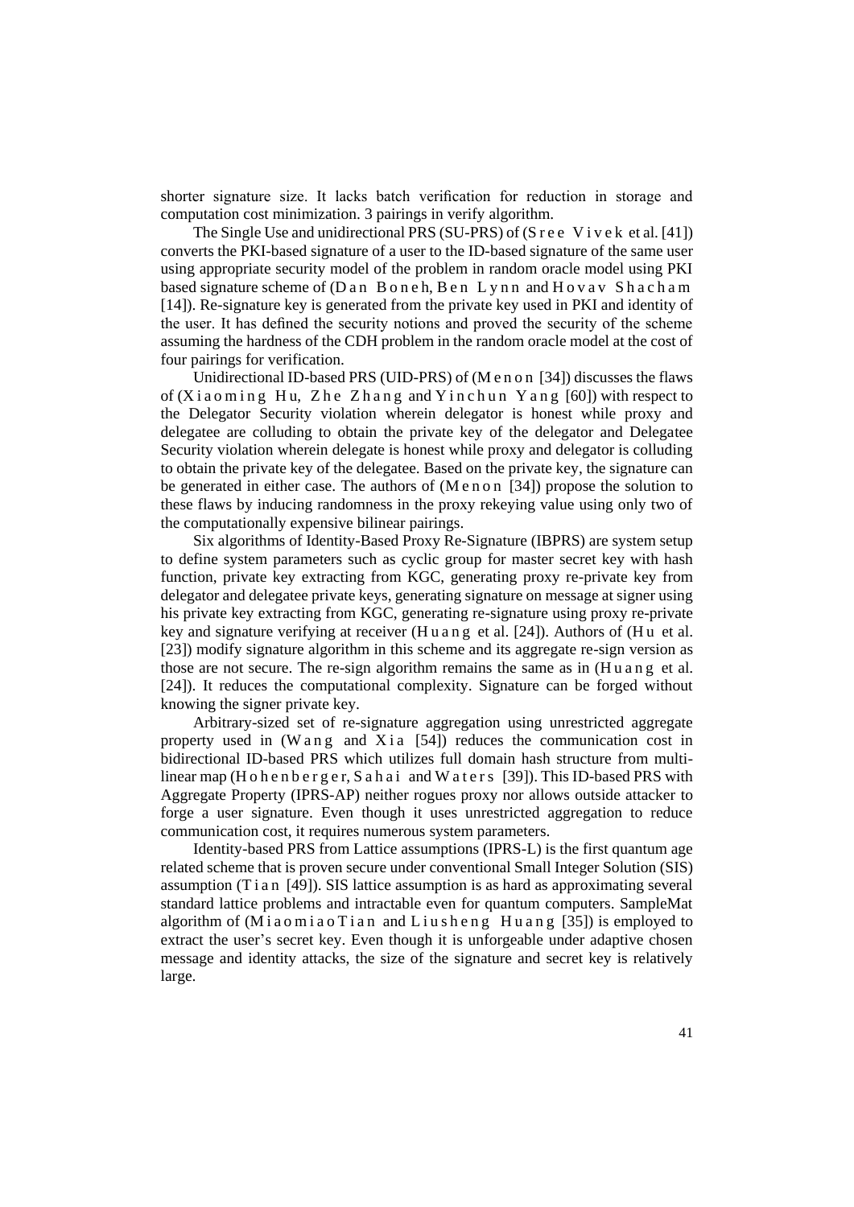shorter signature size. It lacks batch verification for reduction in storage and computation cost minimization. 3 pairings in verify algorithm.

The Single Use and unidirectional PRS (SU-PRS) of (Sree Vivek et al. [41]) converts the PKI-based signature of a user to the ID-based signature of the same user using appropriate security model of the problem in random oracle model using PKI based signature scheme of (Dan Boneh, Ben Lynn and Hovav Shacham [14]). Re-signature key is generated from the private key used in PKI and identity of the user. It has defined the security notions and proved the security of the scheme assuming the hardness of the CDH problem in the random oracle model at the cost of four pairings for verification.

Unidirectional ID-based PRS (UID-PRS) of (Menon [34]) discusses the flaws of (Xiaoming Hu, Zhe Zhang and Yinchun Yang [60]) with respect to the Delegator Security violation wherein delegator is honest while proxy and delegatee are colluding to obtain the private key of the delegator and Delegatee Security violation wherein delegate is honest while proxy and delegator is colluding to obtain the private key of the delegatee. Based on the private key, the signature can be generated in either case. The authors of (Menon [34]) propose the solution to these flaws by inducing randomness in the proxy rekeying value using only two of the computationally expensive bilinear pairings.

Six algorithms of Identity-Based Proxy Re-Signature (IBPRS) are system setup to define system parameters such as cyclic group for master secret key with hash function, private key extracting from KGC, generating proxy re-private key from delegator and delegatee private keys, generating signature on message at signer using his private key extracting from KGC, generating re-signature using proxy re-private key and signature verifying at receiver (Huang et al. [24]). Authors of (Hu et al. [23]) modify signature algorithm in this scheme and its aggregate re-sign version as those are not secure. The re-sign algorithm remains the same as in (Huang et al. [24]). It reduces the computational complexity. Signature can be forged without knowing the signer private key.

Arbitrary-sized set of re-signature aggregation using unrestricted aggregate property used in (Wang and Xia [54]) reduces the communication cost in bidirectional ID-based PRS which utilizes full domain hash structure from multi-linear map (Hohenberger, Sahai and Waters [39]). This ID-based PRS with Aggregate Property (IPRS-AP) neither rogues proxy nor allows outside attacker to forge a user signature. Even though it uses unrestricted aggregation to reduce communication cost, it requires numerous system parameters.

Identity-based PRS from Lattice assumptions (IPRS-L) is the first quantum age related scheme that is proven secure under conventional Small Integer Solution (SIS) assumption (Tian [49]). SIS lattice assumption is as hard as approximating several standard lattice problems and intractable even for quantum computers. SampleMat algorithm of (Miaomiao Tian and Liusheng Huang [35]) is employed to extract the user's secret key. Even though it is unforgeable under adaptive chosen message and identity attacks, the size of the signature and secret key is relatively large.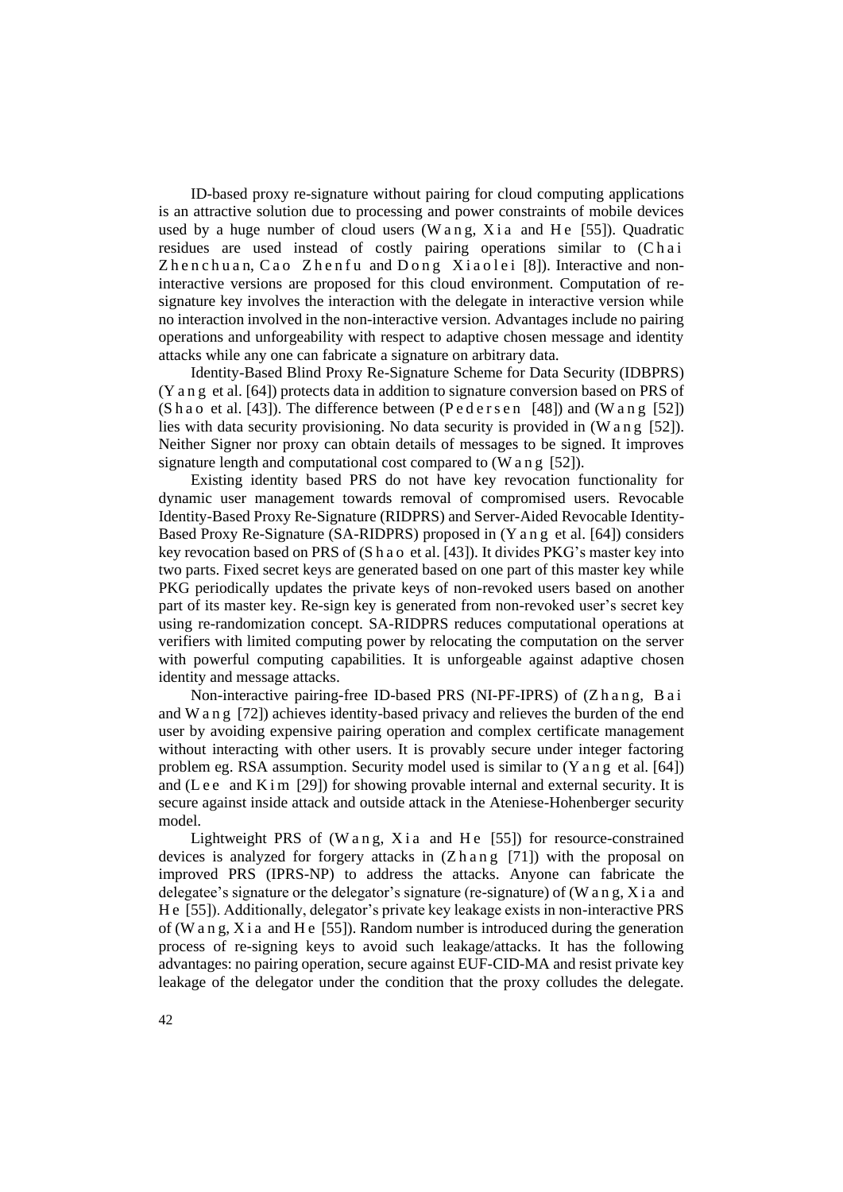ID-based proxy re-signature without pairing for cloud computing applications is an attractive solution due to processing and power constraints of mobile devices used by a huge number of cloud users (Wang, Xia and He [55]). Quadratic residues are used instead of costly pairing operations similar to (Chai Zhenchuan, Cao Zhenfu and Dong Xiaolei [8]). Interactive and non-interactive versions are proposed for this cloud environment. Computation of re-signature key involves the interaction with the delegate in interactive version while no interaction involved in the non-interactive version. Advantages include no pairing operations and unforgeability with respect to adaptive chosen message and identity attacks while any one can fabricate a signature on arbitrary data.

Identity-Based Blind Proxy Re-Signature Scheme for Data Security (IDBPRS) (Yang et al. [64]) protects data in addition to signature conversion based on PRS of (Shao et al. [43]). The difference between (Pedersen [48]) and (Wang [52]) lies with data security provisioning. No data security is provided in (Wang [52]). Neither Signer nor proxy can obtain details of messages to be signed. It improves signature length and computational cost compared to (Wang [52]).

Existing identity based PRS do not have key revocation functionality for dynamic user management towards removal of compromised users. Revocable Identity-Based Proxy Re-Signature (RIDPRS) and Server-Aided Revocable Identity-Based Proxy Re-Signature (SA-RIDPRS) proposed in (Yang et al. [64]) considers key revocation based on PRS of (Shao et al. [43]). It divides PKG's master key into two parts. Fixed secret keys are generated based on one part of this master key while PKG periodically updates the private keys of non-revoked users based on another part of its master key. Re-sign key is generated from non-revoked user's secret key using re-randomization concept. SA-RIDPRS reduces computational operations at verifiers with limited computing power by relocating the computation on the server with powerful computing capabilities. It is unforgeable against adaptive chosen identity and message attacks.

Non-interactive pairing-free ID-based PRS (NI-PF-IPRS) of (Zhang, Bai and Wang [72]) achieves identity-based privacy and relieves the burden of the end user by avoiding expensive pairing operation and complex certificate management without interacting with other users. It is provably secure under integer factoring problem eg. RSA assumption. Security model used is similar to (Yang et al. [64]) and (Lee and Kim [29]) for showing provable internal and external security. It is secure against inside attack and outside attack in the Ateniese-Hohenberger security model.

Lightweight PRS of (Wang, Xia and He [55]) for resource-constrained devices is analyzed for forgery attacks in (Zhang [71]) with the proposal on improved PRS (IPRS-NP) to address the attacks. Anyone can fabricate the delegatee's signature or the delegator's signature (re-signature) of (Wang, Xia and He [55]). Additionally, delegator's private key leakage exists in non-interactive PRS of (Wang, Xia and He [55]). Random number is introduced during the generation process of re-signing keys to avoid such leakage/attacks. It has the following advantages: no pairing operation, secure against EUF-CID-MA and resist private key leakage of the delegator under the condition that the proxy colludes the delegate.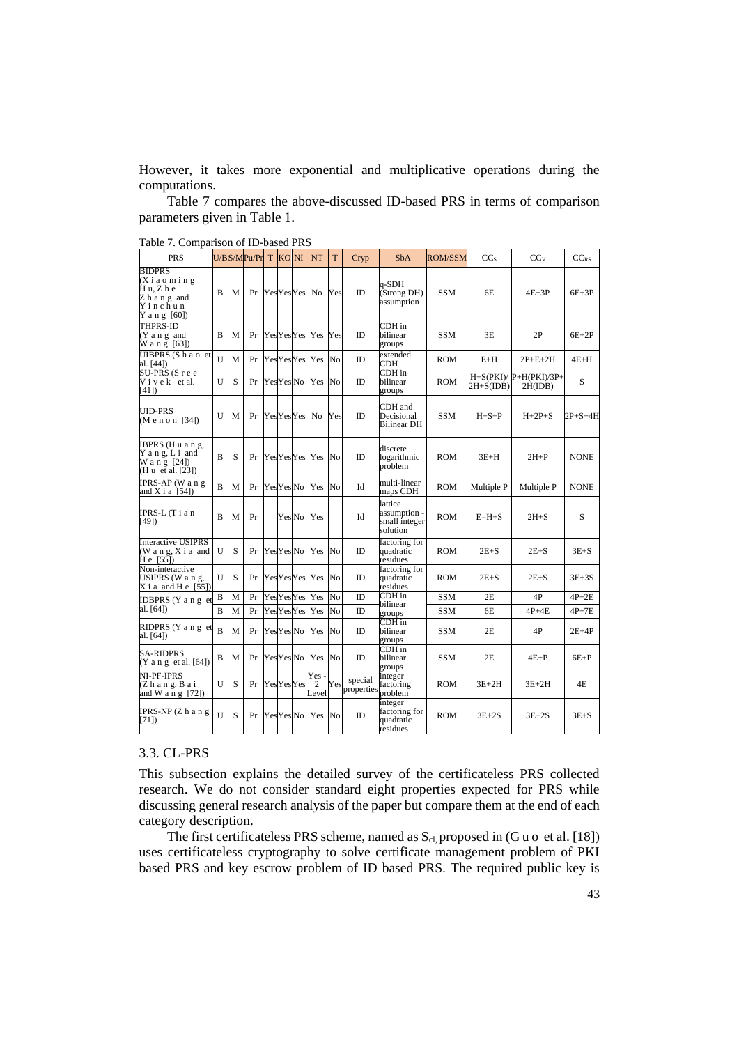However, it takes more exponential and multiplicative operations during the computations.

Table 7 compares the above-discussed ID-based PRS in terms of comparison parameters given in Table 1.

Table 7. Comparison of ID-based PRS

| PRS | U/B | S/M | Pu/Pr | T | KO | NI | NT | T | Cryp | SbA | ROM/SSM | $CC_S$ | $CC_V$ | $CC_{RS}$ |
|---|---|---|---|---|---|---|---|---|---|---|---|---|---|---|
| BIDPRS (Xiaoming Hu, Zhe Zhang and Yinchun Yang [60]) | B | M | Pr | Yes | Yes | Yes | No | Yes | ID | q-SDH (Strong DH) assumption | SSM | 6E | 4E+3P | 6E+3P |
| THPRS-ID (Yang and Wang [63]) | B | M | Pr | Yes | Yes | Yes | Yes | Yes | ID | CDH in bilinear groups | SSM | 3E | 2P | 6E+2P |
| UIBPRS (Shao et al. [44]) | U | M | Pr | Yes | Yes | Yes | Yes | No | ID | extended CDH | ROM | E+H | 2P+E+2H | 4E+H |
| SU-PRS (Sree Vivek et al. [41]) | U | S | Pr | Yes | Yes | No | Yes | No | ID | CDH in bilinear groups | ROM | H+S(PKI)/ 2H+S(IDB) | P+H(PKI)/3P+ 2H(IDB) | S |
| UID-PRS (Menon [34]) | U | M | Pr | Yes | Yes | Yes | No | Yes | SSM | CDH and Decisional Bilinear DH | SSM | H+S+P | H+2P+S | 2P+S+4H |
| IBPRS (Huang, Yang, Li and Wang [24]) (Hu et al. [23]) | B | S | Pr | Yes | Yes | Yes | Yes | No | ID | discrete logarithmic problem | ROM | 3E+H | 2H+P | NONE |
| IPRS-AP (Wang and Xia [54]) | B | M | Pr | Yes | Yes | No | Yes | No | Id | multi-linear maps CDH | ROM | Multiple P | Multiple P | NONE |
| IPRS-L (Tian [49]) | B | M | Pr | | Yes | No | Yes | | Id | lattice assumption - small integer solution | ROM | E=H+S | 2H+S | S |
| Interactive USIPRS (Wang, Xia and He [55]) | U | S | Pr | Yes | Yes | No | Yes | No | ID | factoring for quadratic residues | ROM | 2E+S | 2E+S | 3E+S |
| Non-interactive USIPRS (Wang, Xia and He [55]) | U | S | Pr | Yes | Yes | Yes | Yes | No | ID | factoring for quadratic residues | ROM | 2E+S | 2E+S | 3E+3S |
| IDBPRS (Yang et al. [64]) | B | M | Pr | Yes | Yes | Yes | Yes | No | ID | CDH in bilinear groups | SSM | 2E | 4P | 4P+2E |
| | B | M | Pr | Yes | Yes | Yes | Yes | No | ID | | SSM | 6E | 4P+4E | 4P+7E |
| RIDPRS (Yang et al. [64]) | B | M | Pr | Yes | Yes | No | Yes | No | ID | CDH in bilinear groups | SSM | 2E | 4P | 2E+4P |
| SA-RIDPRS (Yang et al. [64]) | B | M | Pr | Yes | Yes | No | Yes | No | ID | CDH in bilinear groups | SSM | 2E | 4E+P | 6E+P |
| NI-PF-IPRS (Zhang, Bai and Wang [72]) | U | S | Pr | Yes | Yes | Yes | Yes - 2 Level | Yes | special properties | integer factoring problem | ROM | 3E+2H | 3E+2H | 4E |
| IPRS-NP (Zhang [71]) | U | S | Pr | Yes | Yes | No | Yes | No | ID | integer factoring for quadratic residues | ROM | 3E+2S | 3E+2S | 3E+S |

### 3.3. CL-PRS

This subsection explains the detailed survey of the certificateless PRS collected research. We do not consider standard eight properties expected for PRS while discussing general research analysis of the paper but compare them at the end of each category description.

The first certificateless PRS scheme, named as $S_{cl}$, proposed in (Guo et al. [18]) uses certificateless cryptography to solve certificate management problem of PKI based PRS and key escrow problem of ID based PRS. The required public key is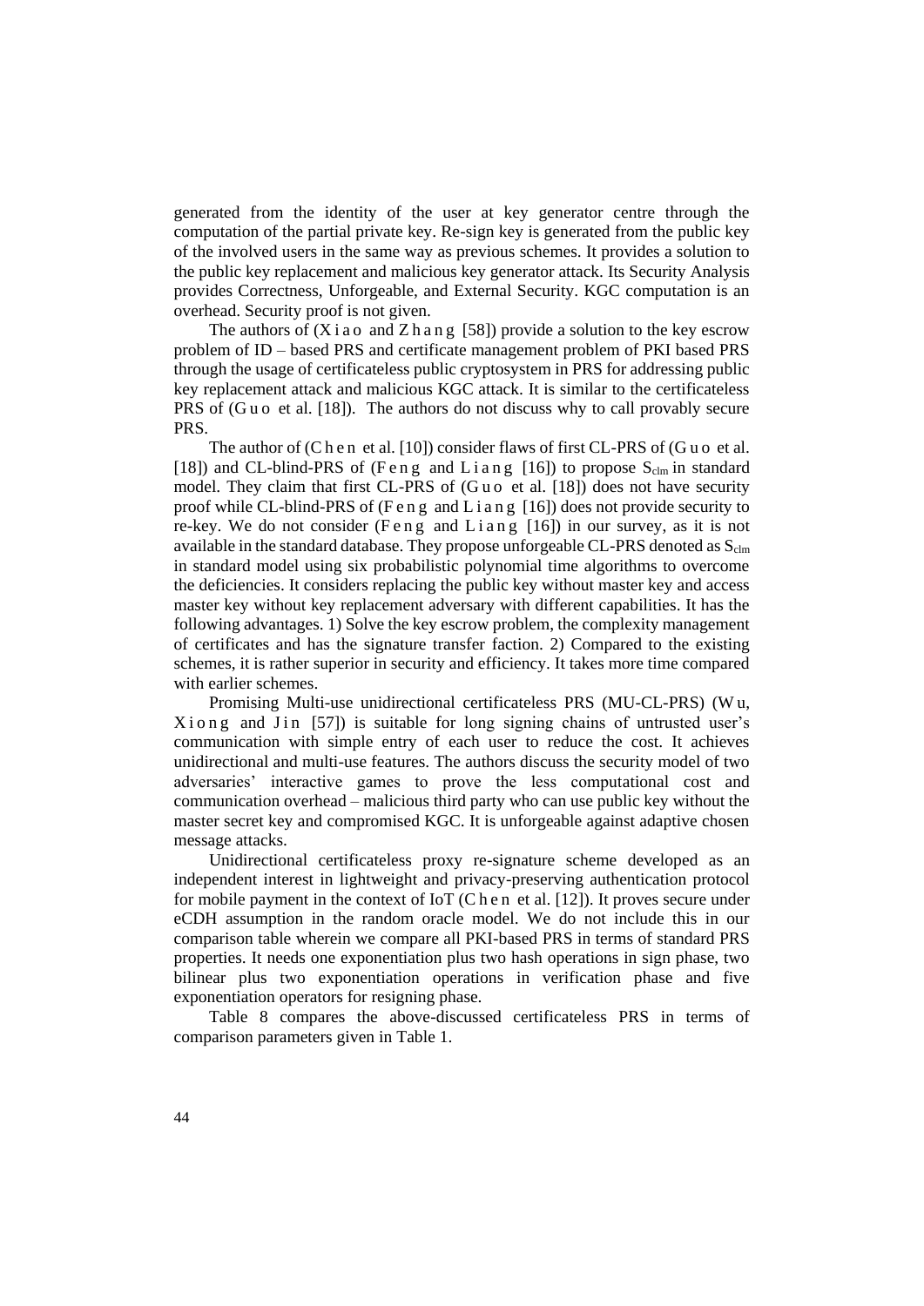generated from the identity of the user at key generator centre through the computation of the partial private key. Re-sign key is generated from the public key of the involved users in the same way as previous schemes. It provides a solution to the public key replacement and malicious key generator attack. Its Security Analysis provides Correctness, Unforgeable, and External Security. KGC computation is an overhead. Security proof is not given.

The authors of (Xiao and Zhang [58]) provide a solution to the key escrow problem of ID – based PRS and certificate management problem of PKI based PRS through the usage of certificateless public cryptosystem in PRS for addressing public key replacement attack and malicious KGC attack. It is similar to the certificateless PRS of (Guo et al. [18]). The authors do not discuss why to call provably secure PRS.

The author of (Chen et al. [10]) consider flaws of first CL-PRS of (Guo et al. [18]) and CL-blind-PRS of (Feng and Liang [16]) to propose $S_{clm}$ in standard model. They claim that first CL-PRS of (Guo et al. [18]) does not have security proof while CL-blind-PRS of (Feng and Liang [16]) does not provide security to re-key. We do not consider (Feng and Liang [16]) in our survey, as it is not available in the standard database. They propose unforgeable CL-PRS denoted as $S_{clm}$ in standard model using six probabilistic polynomial time algorithms to overcome the deficiencies. It considers replacing the public key without master key and access master key without key replacement adversary with different capabilities. It has the following advantages. 1) Solve the key escrow problem, the complexity management of certificates and has the signature transfer faction. 2) Compared to the existing schemes, it is rather superior in security and efficiency. It takes more time compared with earlier schemes.

Promising Multi-use unidirectional certificateless PRS (MU-CL-PRS) (Wu, Xiong and Jin [57]) is suitable for long signing chains of untrusted user's communication with simple entry of each user to reduce the cost. It achieves unidirectional and multi-use features. The authors discuss the security model of two adversaries' interactive games to prove the less computational cost and communication overhead – malicious third party who can use public key without the master secret key and compromised KGC. It is unforgeable against adaptive chosen message attacks.

Unidirectional certificateless proxy re-signature scheme developed as an independent interest in lightweight and privacy-preserving authentication protocol for mobile payment in the context of IoT (Chen et al. [12]). It proves secure under eCDH assumption in the random oracle model. We do not include this in our comparison table wherein we compare all PKI-based PRS in terms of standard PRS properties. It needs one exponentiation plus two hash operations in sign phase, two bilinear plus two exponentiation operations in verification phase and five exponentiation operators for resigning phase.

Table 8 compares the above-discussed certificateless PRS in terms of comparison parameters given in Table 1.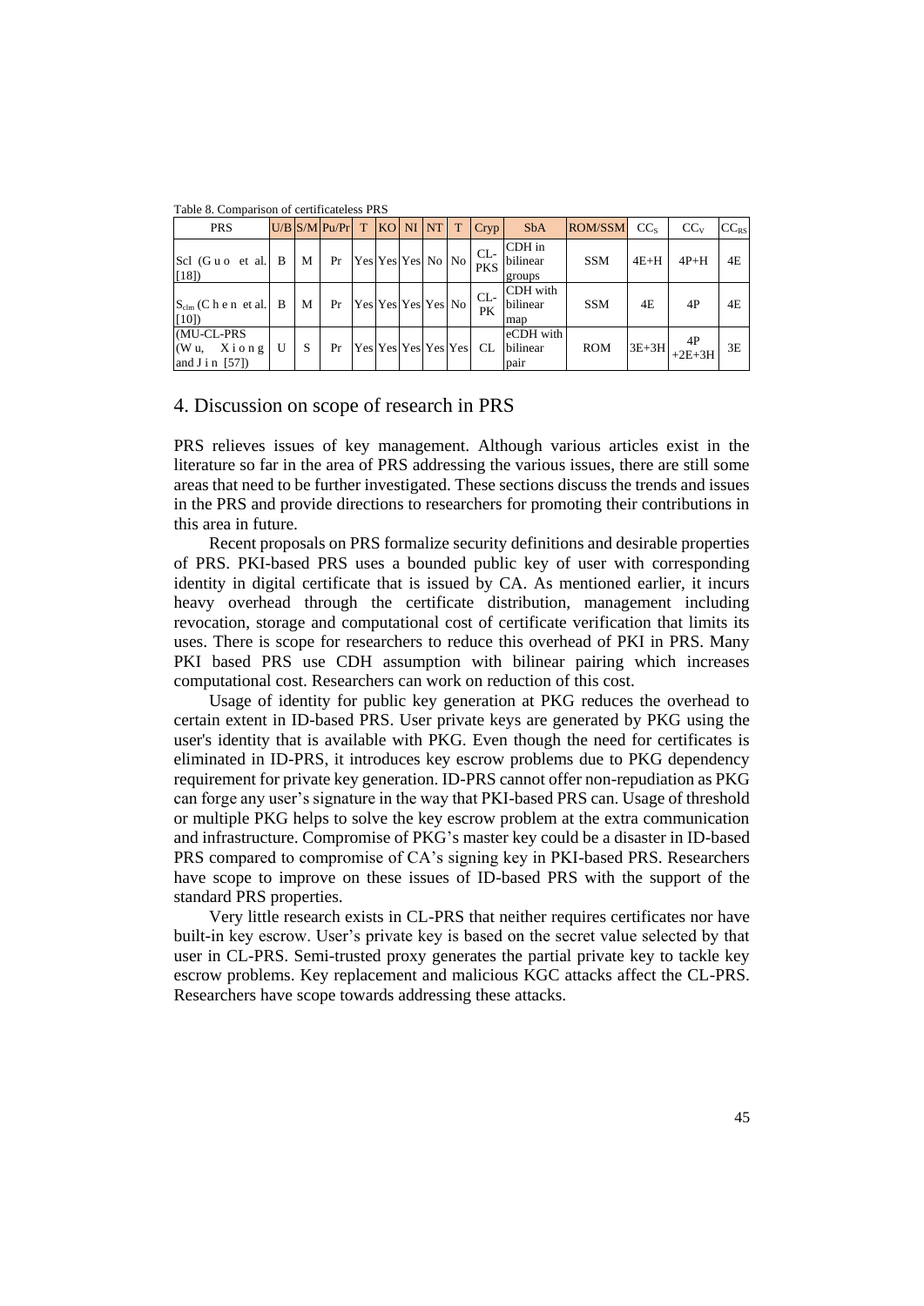Table 8. Comparison of certificateless PRS

| PRS | U/B | S/M | Pu/Pr | T | KO | NI | NT | T | Cryp | SbA | ROM/SSM | $CC_S$ | $CC_V$ | $CC_{RS}$ |
|---|---|---|---|---|---|---|---|---|---|---|---|---|---|---|
| Scl (Guo et al. [18]) | B | M | Pr | Yes | Yes | Yes | No | No | CL-PKS | CDH in bilinear groups | SSM | 4E+H | 4P+H | 4E |
| $S_{clm}$ (Chen et al. [10]) | B | M | Pr | Yes | Yes | Yes | Yes | No | CL-PK | CDH with bilinear map | SSM | 4E | 4P | 4E |
| (MU-CL-PRS (Wu, Xiong and Jin [57]) | U | S | Pr | Yes | Yes | Yes | Yes | Yes | CL | eCDH with bilinear pair | ROM | 3E+3H | 4P +2E+3H | 3E |

## 4. Discussion on scope of research in PRS

PRS relieves issues of key management. Although various articles exist in the literature so far in the area of PRS addressing the various issues, there are still some areas that need to be further investigated. These sections discuss the trends and issues in the PRS and provide directions to researchers for promoting their contributions in this area in future.

Recent proposals on PRS formalize security definitions and desirable properties of PRS. PKI-based PRS uses a bounded public key of user with corresponding identity in digital certificate that is issued by CA. As mentioned earlier, it incurs heavy overhead through the certificate distribution, management including revocation, storage and computational cost of certificate verification that limits its uses. There is scope for researchers to reduce this overhead of PKI in PRS. Many PKI based PRS use CDH assumption with bilinear pairing which increases computational cost. Researchers can work on reduction of this cost.

Usage of identity for public key generation at PKG reduces the overhead to certain extent in ID-based PRS. User private keys are generated by PKG using the user's identity that is available with PKG. Even though the need for certificates is eliminated in ID-PRS, it introduces key escrow problems due to PKG dependency requirement for private key generation. ID-PRS cannot offer non-repudiation as PKG can forge any user's signature in the way that PKI-based PRS can. Usage of threshold or multiple PKG helps to solve the key escrow problem at the extra communication and infrastructure. Compromise of PKG's master key could be a disaster in ID-based PRS compared to compromise of CA's signing key in PKI-based PRS. Researchers have scope to improve on these issues of ID-based PRS with the support of the standard PRS properties.

Very little research exists in CL-PRS that neither requires certificates nor have built-in key escrow. User's private key is based on the secret value selected by that user in CL-PRS. Semi-trusted proxy generates the partial private key to tackle key escrow problems. Key replacement and malicious KGC attacks affect the CL-PRS. Researchers have scope towards addressing these attacks.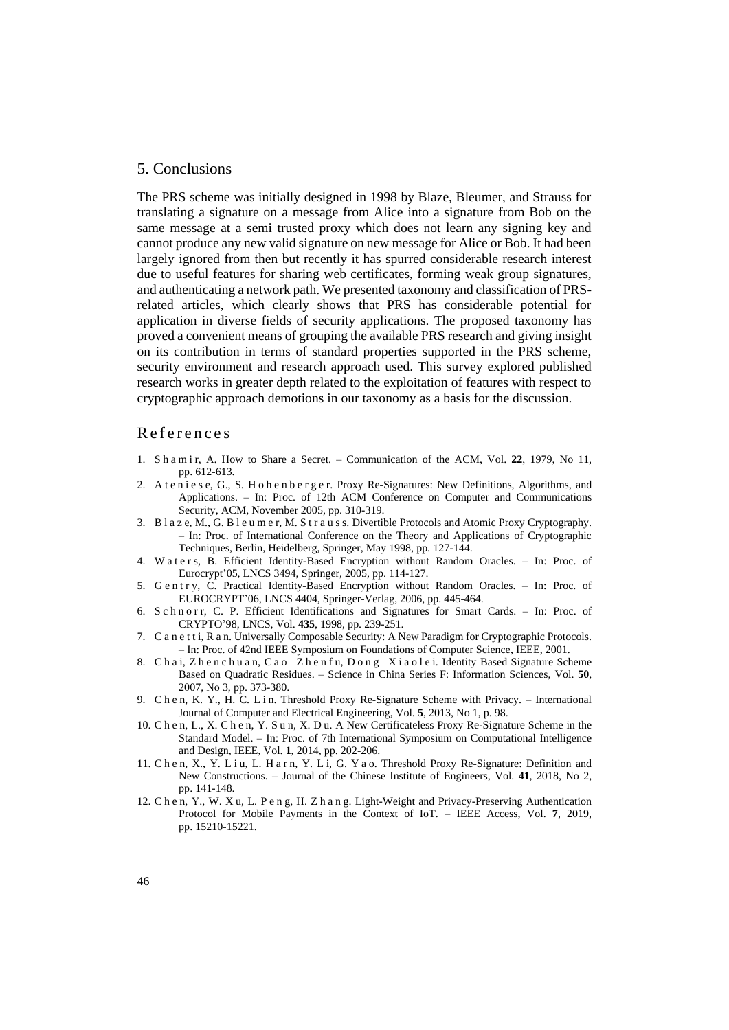## 5. Conclusions

The PRS scheme was initially designed in 1998 by Blaze, Bleumer, and Strauss for translating a signature on a message from Alice into a signature from Bob on the same message at a semi trusted proxy which does not learn any signing key and cannot produce any new valid signature on new message for Alice or Bob. It had been largely ignored from then but recently it has spurred considerable research interest due to useful features for sharing web certificates, forming weak group signatures, and authenticating a network path. We presented taxonomy and classification of PRS-related articles, which clearly shows that PRS has considerable potential for application in diverse fields of security applications. The proposed taxonomy has proved a convenient means of grouping the available PRS research and giving insight on its contribution in terms of standard properties supported in the PRS scheme, security environment and research approach used. This survey explored published research works in greater depth related to the exploitation of features with respect to cryptographic approach demotions in our taxonomy as a basis for the discussion.

## References

1. Shamir, A. How to Share a Secret. – Communication of the ACM, Vol. **22**, 1979, No 11, pp. 612-613.
2. Ateniese, G., S. Hohenberger. Proxy Re-Signatures: New Definitions, Algorithms, and Applications. – In: Proc. of 12th ACM Conference on Computer and Communications Security, ACM, November 2005, pp. 310-319.
3. Blaze, M., G. Bleumer, M. Strauss. Divertible Protocols and Atomic Proxy Cryptography. – In: Proc. of International Conference on the Theory and Applications of Cryptographic Techniques, Berlin, Heidelberg, Springer, May 1998, pp. 127-144.
4. Waters, B. Efficient Identity-Based Encryption without Random Oracles. – In: Proc. of Eurocrypt'05, LNCS 3494, Springer, 2005, pp. 114-127.
5. Gentry, C. Practical Identity-Based Encryption without Random Oracles. – In: Proc. of EUROCRYPT'06, LNCS 4404, Springer-Verlag, 2006, pp. 445-464.
6. Schnorr, C. P. Efficient Identifications and Signatures for Smart Cards. – In: Proc. of CRYPTO'98, LNCS, Vol. **435**, 1998, pp. 239-251.
7. Canetti, Ran. Universally Composable Security: A New Paradigm for Cryptographic Protocols. – In: Proc. of 42nd IEEE Symposium on Foundations of Computer Science, IEEE, 2001.
8. Chai, Zhenchuan, Cao Zhenfu, Dong Xiaolei. Identity Based Signature Scheme Based on Quadratic Residues. – Science in China Series F: Information Sciences, Vol. **50**, 2007, No 3, pp. 373-380.
9. Chen, K. Y., H. C. Lin. Threshold Proxy Re-Signature Scheme with Privacy. – International Journal of Computer and Electrical Engineering, Vol. **5**, 2013, No 1, p. 98.
10. Chen, L., X. Chen, Y. Sun, X. Du. A New Certificateless Proxy Re-Signature Scheme in the Standard Model. – In: Proc. of 7th International Symposium on Computational Intelligence and Design, IEEE, Vol. **1**, 2014, pp. 202-206.
11. Chen, X., Y. Liu, L. Harn, Y. Li, G. Yao. Threshold Proxy Re-Signature: Definition and New Constructions. – Journal of the Chinese Institute of Engineers, Vol. **41**, 2018, No 2, pp. 141-148.
12. Chen, Y., W. Xu, L. Peng, H. Zhang. Light-Weight and Privacy-Preserving Authentication Protocol for Mobile Payments in the Context of IoT. – IEEE Access, Vol. **7**, 2019, pp. 15210-15221.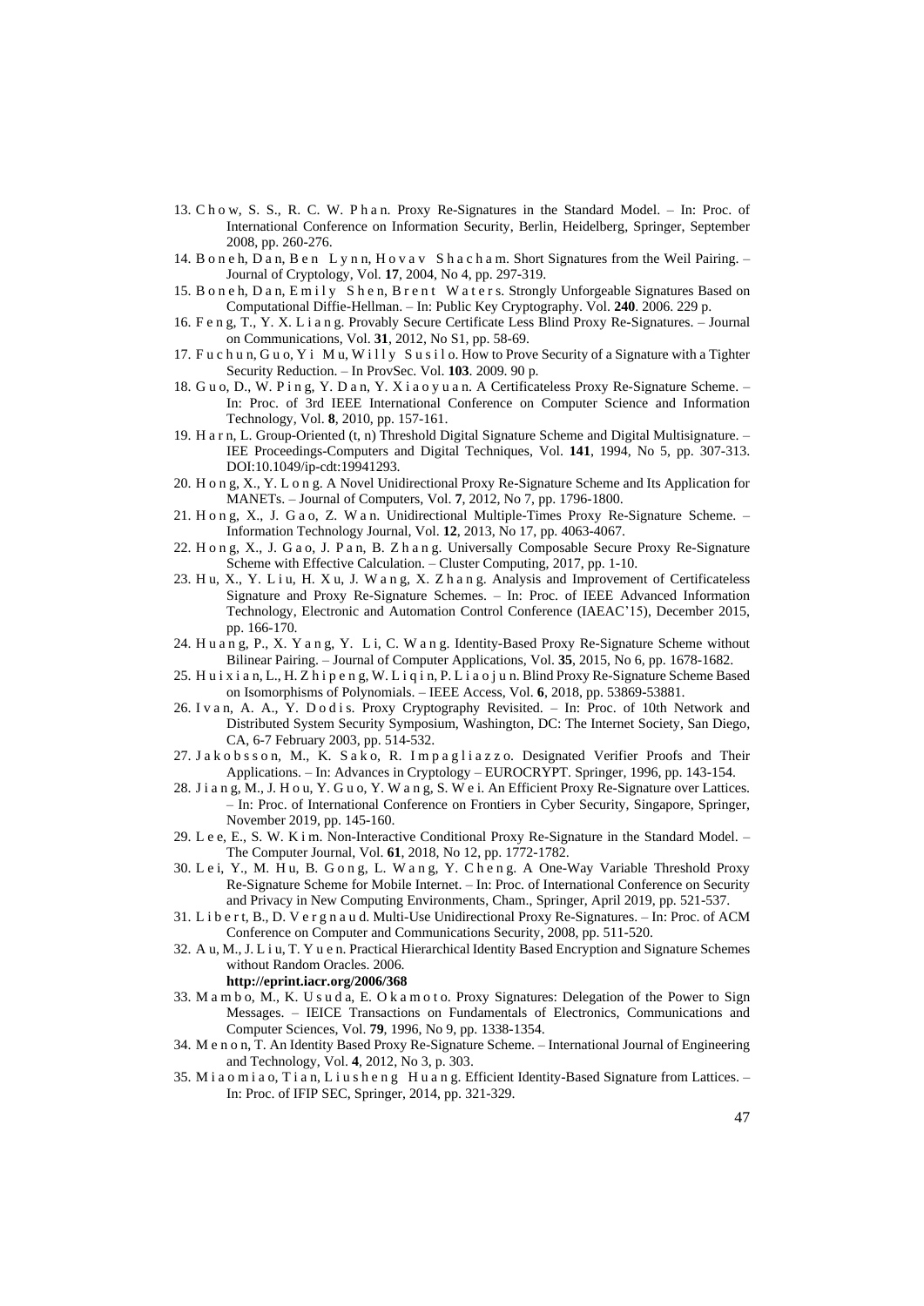13. Chow, S. S., R. C. W. Phan. Proxy Re-Signatures in the Standard Model. – In: Proc. of International Conference on Information Security, Berlin, Heidelberg, Springer, September 2008, pp. 260-276.
14. Boneh, Dan, Ben Lynn, Hovav Shacham. Short Signatures from the Weil Pairing. – Journal of Cryptology, Vol. **17**, 2004, No 4, pp. 297-319.
15. Boneh, Dan, Emily Shen, Brent Waters. Strongly Unforgeable Signatures Based on Computational Diffie-Hellman. – In: Public Key Cryptography. Vol. **240**. 2006. 229 p.
16. Feng, T., Y. X. Liang. Provably Secure Certificate Less Blind Proxy Re-Signatures. – Journal on Communications, Vol. **31**, 2012, No S1, pp. 58-69.
17. Fuchun, Guo, Yi Mu, Willy Susilo. How to Prove Security of a Signature with a Tighter Security Reduction. – In ProvSec. Vol. **103**. 2009. 90 p.
18. Guo, D., W. Ping, Y. Dan, Y. Xiaoyuan. A Certificateless Proxy Re-Signature Scheme. – In: Proc. of 3rd IEEE International Conference on Computer Science and Information Technology, Vol. **8**, 2010, pp. 157-161.
19. Harn, L. Group-Oriented (t, n) Threshold Digital Signature Scheme and Digital Multisignature. – IEE Proceedings-Computers and Digital Techniques, Vol. **141**, 1994, No 5, pp. 307-313. DOI:10.1049/ip-cdt:19941293.
20. Hong, X., Y. Long. A Novel Unidirectional Proxy Re-Signature Scheme and Its Application for MANETs. – Journal of Computers, Vol. **7**, 2012, No 7, pp. 1796-1800.
21. Hong, X., J. Gao, Z. Wan. Unidirectional Multiple-Times Proxy Re-Signature Scheme. – Information Technology Journal, Vol. **12**, 2013, No 17, pp. 4063-4067.
22. Hong, X., J. Gao, J. Pan, B. Zhang. Universally Composable Secure Proxy Re-Signature Scheme with Effective Calculation. – Cluster Computing, 2017, pp. 1-10.
23. Hu, X., Y. Liu, H. Xu, J. Wang, X. Zhang. Analysis and Improvement of Certificateless Signature and Proxy Re-Signature Schemes. – In: Proc. of IEEE Advanced Information Technology, Electronic and Automation Control Conference (IAEAC'15), December 2015, pp. 166-170.
24. Huang, P., X. Yang, Y. Li, C. Wang. Identity-Based Proxy Re-Signature Scheme without Bilinear Pairing. – Journal of Computer Applications, Vol. **35**, 2015, No 6, pp. 1678-1682.
25. Huixian, L., H. Zhipeng, W. Liqin, P. Liaojun. Blind Proxy Re-Signature Scheme Based on Isomorphisms of Polynomials. – IEEE Access, Vol. **6**, 2018, pp. 53869-53881.
26. Ivan, A. A., Y. Dodis. Proxy Cryptography Revisited. – In: Proc. of 10th Network and Distributed System Security Symposium, Washington, DC: The Internet Society, San Diego, CA, 6-7 February 2003, pp. 514-532.
27. Jakobsson, M., K. Sako, R. Impagliazzo. Designated Verifier Proofs and Their Applications. – In: Advances in Cryptology – EUROCRYPT. Springer, 1996, pp. 143-154.
28. Jiang, M., J. Hou, Y. Guo, Y. Wang, S. Wei. An Efficient Proxy Re-Signature over Lattices. – In: Proc. of International Conference on Frontiers in Cyber Security, Singapore, Springer, November 2019, pp. 145-160.
29. Lee, E., S. W. Kim. Non-Interactive Conditional Proxy Re-Signature in the Standard Model. – The Computer Journal, Vol. **61**, 2018, No 12, pp. 1772-1782.
30. Lei, Y., M. Hu, B. Gong, L. Wang, Y. Cheng. A One-Way Variable Threshold Proxy Re-Signature Scheme for Mobile Internet. – In: Proc. of International Conference on Security and Privacy in New Computing Environments, Cham., Springer, April 2019, pp. 521-537.
31. Libert, B., D. Vergnaud. Multi-Use Unidirectional Proxy Re-Signatures. – In: Proc. of ACM Conference on Computer and Communications Security, 2008, pp. 511-520.
32. Au, M., J. Liu, T. Yuen. Practical Hierarchical Identity Based Encryption and Signature Schemes without Random Oracles. 2006.
**http://eprint.iacr.org/2006/368**
33. Mambo, M., K. Usuda, E. Okamoto. Proxy Signatures: Delegation of the Power to Sign Messages. – IEICE Transactions on Fundamentals of Electronics, Communications and Computer Sciences, Vol. **79**, 1996, No 9, pp. 1338-1354.
34. Menon, T. An Identity Based Proxy Re-Signature Scheme. – International Journal of Engineering and Technology, Vol. **4**, 2012, No 3, p. 303.
35. Miaomiao, Tian, Liusheng Huang. Efficient Identity-Based Signature from Lattices. – In: Proc. of IFIP SEC, Springer, 2014, pp. 321-329.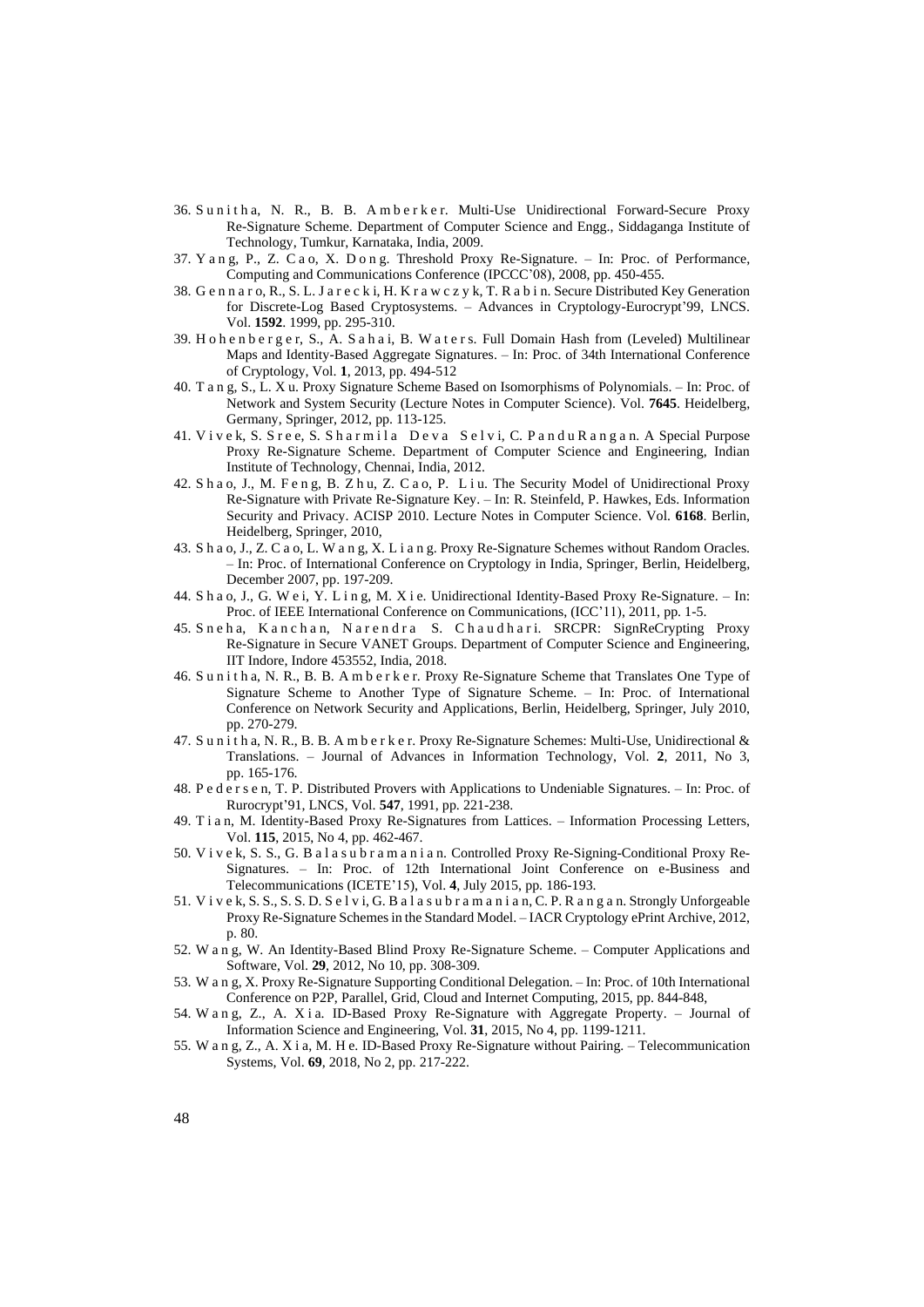36. Sunitha, N. R., B. B. Amberker. Multi-Use Unidirectional Forward-Secure Proxy Re-Signature Scheme. Department of Computer Science and Engg., Siddaganga Institute of Technology, Tumkur, Karnataka, India, 2009.
37. Yang, P., Z. Cao, X. Dong. Threshold Proxy Re-Signature. – In: Proc. of Performance, Computing and Communications Conference (IPCCC'08), 2008, pp. 450-455.
38. Gennaro, R., S. L. Jarecki, H. Krawczyk, T. Rabin. Secure Distributed Key Generation for Discrete-Log Based Cryptosystems. – Advances in Cryptology-Eurocrypt'99, LNCS. Vol. **1592**. 1999, pp. 295-310.
39. Hohenberger, S., A. Sahai, B. Waters. Full Domain Hash from (Leveled) Multilinear Maps and Identity-Based Aggregate Signatures. – In: Proc. of 34th International Conference of Cryptology, Vol. **1**, 2013, pp. 494-512
40. Tang, S., L. Xu. Proxy Signature Scheme Based on Isomorphisms of Polynomials. – In: Proc. of Network and System Security (Lecture Notes in Computer Science). Vol. **7645**. Heidelberg, Germany, Springer, 2012, pp. 113-125.
41. Vivek, S. Sree, S. Sharmila Deva Selvi, C. PanduRangan. A Special Purpose Proxy Re-Signature Scheme. Department of Computer Science and Engineering, Indian Institute of Technology, Chennai, India, 2012.
42. Shao, J., M. Feng, B. Zhu, Z. Cao, P. Liu. The Security Model of Unidirectional Proxy Re-Signature with Private Re-Signature Key. – In: R. Steinfeld, P. Hawkes, Eds. Information Security and Privacy. ACISP 2010. Lecture Notes in Computer Science. Vol. **6168**. Berlin, Heidelberg, Springer, 2010,
43. Shao, J., Z. Cao, L. Wang, X. Liang. Proxy Re-Signature Schemes without Random Oracles. – In: Proc. of International Conference on Cryptology in India, Springer, Berlin, Heidelberg, December 2007, pp. 197-209.
44. Shao, J., G. Wei, Y. Ling, M. Xie. Unidirectional Identity-Based Proxy Re-Signature. – In: Proc. of IEEE International Conference on Communications, (ICC'11), 2011, pp. 1-5.
45. Sneha, Kanchan, Narendra S. Chaudhari. SRCPR: SignReCrypting Proxy Re-Signature in Secure VANET Groups. Department of Computer Science and Engineering, IIT Indore, Indore 453552, India, 2018.
46. Sunitha, N. R., B. B. Amberker. Proxy Re-Signature Scheme that Translates One Type of Signature Scheme to Another Type of Signature Scheme. – In: Proc. of International Conference on Network Security and Applications, Berlin, Heidelberg, Springer, July 2010, pp. 270-279.
47. Sunitha, N. R., B. B. Amberker. Proxy Re-Signature Schemes: Multi-Use, Unidirectional & Translations. – Journal of Advances in Information Technology, Vol. **2**, 2011, No 3, pp. 165-176.
48. Pedersen, T. P. Distributed Provers with Applications to Undeniable Signatures. – In: Proc. of Rurocrypt'91, LNCS, Vol. **547**, 1991, pp. 221-238.
49. Tian, M. Identity-Based Proxy Re-Signatures from Lattices. – Information Processing Letters, Vol. **115**, 2015, No 4, pp. 462-467.
50. Vivek, S. S., G. Balasubramanian. Controlled Proxy Re-Signing-Conditional Proxy Re-Signatures. – In: Proc. of 12th International Joint Conference on e-Business and Telecommunications (ICETE'15), Vol. **4**, July 2015, pp. 186-193.
51. Vivek, S. S., S. S. D. Selvi, G. Balasubramanian, C. P. Rangan. Strongly Unforgeable Proxy Re-Signature Schemes in the Standard Model. – IACR Cryptology ePrint Archive, 2012, p. 80.
52. Wang, W. An Identity-Based Blind Proxy Re-Signature Scheme. – Computer Applications and Software, Vol. **29**, 2012, No 10, pp. 308-309.
53. Wang, X. Proxy Re-Signature Supporting Conditional Delegation. – In: Proc. of 10th International Conference on P2P, Parallel, Grid, Cloud and Internet Computing, 2015, pp. 844-848,
54. Wang, Z., A. Xia. ID-Based Proxy Re-Signature with Aggregate Property. – Journal of Information Science and Engineering, Vol. **31**, 2015, No 4, pp. 1199-1211.
55. Wang, Z., A. Xia, M. He. ID-Based Proxy Re-Signature without Pairing. – Telecommunication Systems, Vol. **69**, 2018, No 2, pp. 217-222.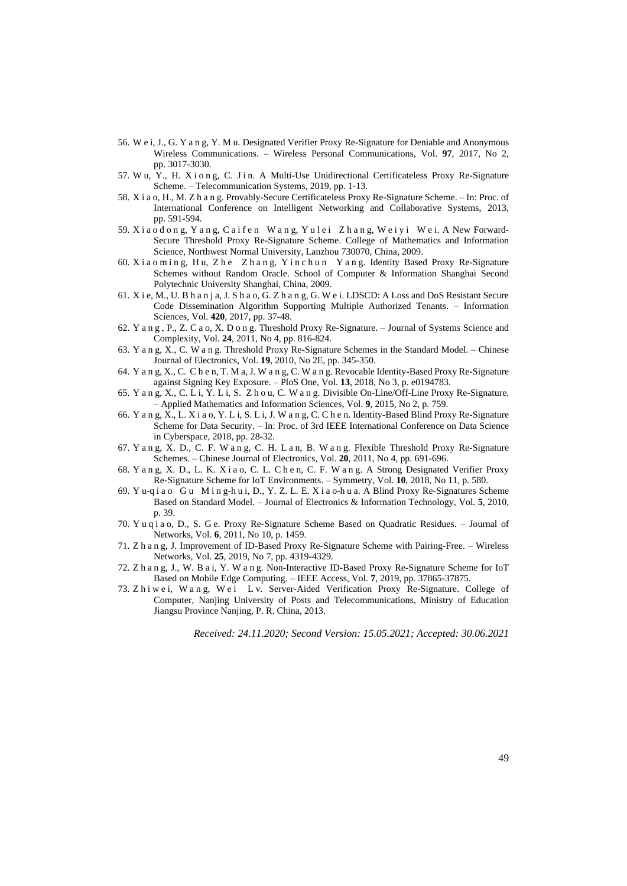56. Wei, J., G. Yang, Y. Mu. Designated Verifier Proxy Re-Signature for Deniable and Anonymous Wireless Communications. – Wireless Personal Communications, Vol. **97**, 2017, No 2, pp. 3017-3030.
57. Wu, Y., H. Xiong, C. Jin. A Multi-Use Unidirectional Certificateless Proxy Re-Signature Scheme. – Telecommunication Systems, 2019, pp. 1-13.
58. Xiao, H., M. Zhang. Provably-Secure Certificateless Proxy Re-Signature Scheme. – In: Proc. of International Conference on Intelligent Networking and Collaborative Systems, 2013, pp. 591-594.
59. Xiaodong, Yang, Caifen Wang, Yulei Zhang, Weiyi Wei. A New Forward-Secure Threshold Proxy Re-Signature Scheme. College of Mathematics and Information Science, Northwest Normal University, Lanzhou 730070, China, 2009.
60. Xiaoming, Hu, Zhe Zhang, Yinchun Yang. Identity Based Proxy Re-Signature Schemes without Random Oracle. School of Computer & Information Shanghai Second Polytechnic University Shanghai, China, 2009.
61. Xie, M., U. Bhanja, J. Shao, G. Zhang, G. Wei. LDSCD: A Loss and DoS Resistant Secure Code Dissemination Algorithm Supporting Multiple Authorized Tenants. – Information Sciences, Vol. **420**, 2017, pp. 37-48.
62. Yang, P., Z. Cao, X. Dong. Threshold Proxy Re-Signature. – Journal of Systems Science and Complexity, Vol. **24**, 2011, No 4, pp. 816-824.
63. Yang, X., C. Wang. Threshold Proxy Re-Signature Schemes in the Standard Model. – Chinese Journal of Electronics, Vol. **19**, 2010, No 2E, pp. 345-350.
64. Yang, X., C. Chen, T. Ma, J. Wang, C. Wang. Revocable Identity-Based Proxy Re-Signature against Signing Key Exposure. – PloS One, Vol. **13**, 2018, No 3, p. e0194783.
65. Yang, X., C. Li, Y. Li, S. Zhou, C. Wang. Divisible On-Line/Off-Line Proxy Re-Signature. – Applied Mathematics and Information Sciences, Vol. **9**, 2015, No 2, p. 759.
66. Yang, X., L. Xiao, Y. Li, S. Li, J. Wang, C. Chen. Identity-Based Blind Proxy Re-Signature Scheme for Data Security. – In: Proc. of 3rd IEEE International Conference on Data Science in Cyberspace, 2018, pp. 28-32.
67. Yang, X. D., C. F. Wang, C. H. Lan, B. Wang. Flexible Threshold Proxy Re-Signature Schemes. – Chinese Journal of Electronics, Vol. **20**, 2011, No 4, pp. 691-696.
68. Yang, X. D., L. K. Xiao, C. L. Chen, C. F. Wang. A Strong Designated Verifier Proxy Re-Signature Scheme for IoT Environments. – Symmetry, Vol. **10**, 2018, No 11, p. 580.
69. Yu-qiao Gu Ming-hui, D., Y. Z. L. E. Xiao-hua. A Blind Proxy Re-Signatures Scheme Based on Standard Model. – Journal of Electronics & Information Technology, Vol. **5**, 2010, p. 39.
70. Yuqiao, D., S. Ge. Proxy Re-Signature Scheme Based on Quadratic Residues. – Journal of Networks, Vol. **6**, 2011, No 10, p. 1459.
71. Zhang, J. Improvement of ID-Based Proxy Re-Signature Scheme with Pairing-Free. – Wireless Networks, Vol. **25**, 2019, No 7, pp. 4319-4329.
72. Zhang, J., W. Bai, Y. Wang. Non-Interactive ID-Based Proxy Re-Signature Scheme for IoT Based on Mobile Edge Computing. – IEEE Access, Vol. **7**, 2019, pp. 37865-37875.
73. Zhiwei, Wang, Wei Lv. Server-Aided Verification Proxy Re-Signature. College of Computer, Nanjing University of Posts and Telecommunications, Ministry of Education Jiangsu Province Nanjing, P. R. China, 2013.

*Received: 24.11.2020; Second Version: 15.05.2021; Accepted: 30.06.2021*